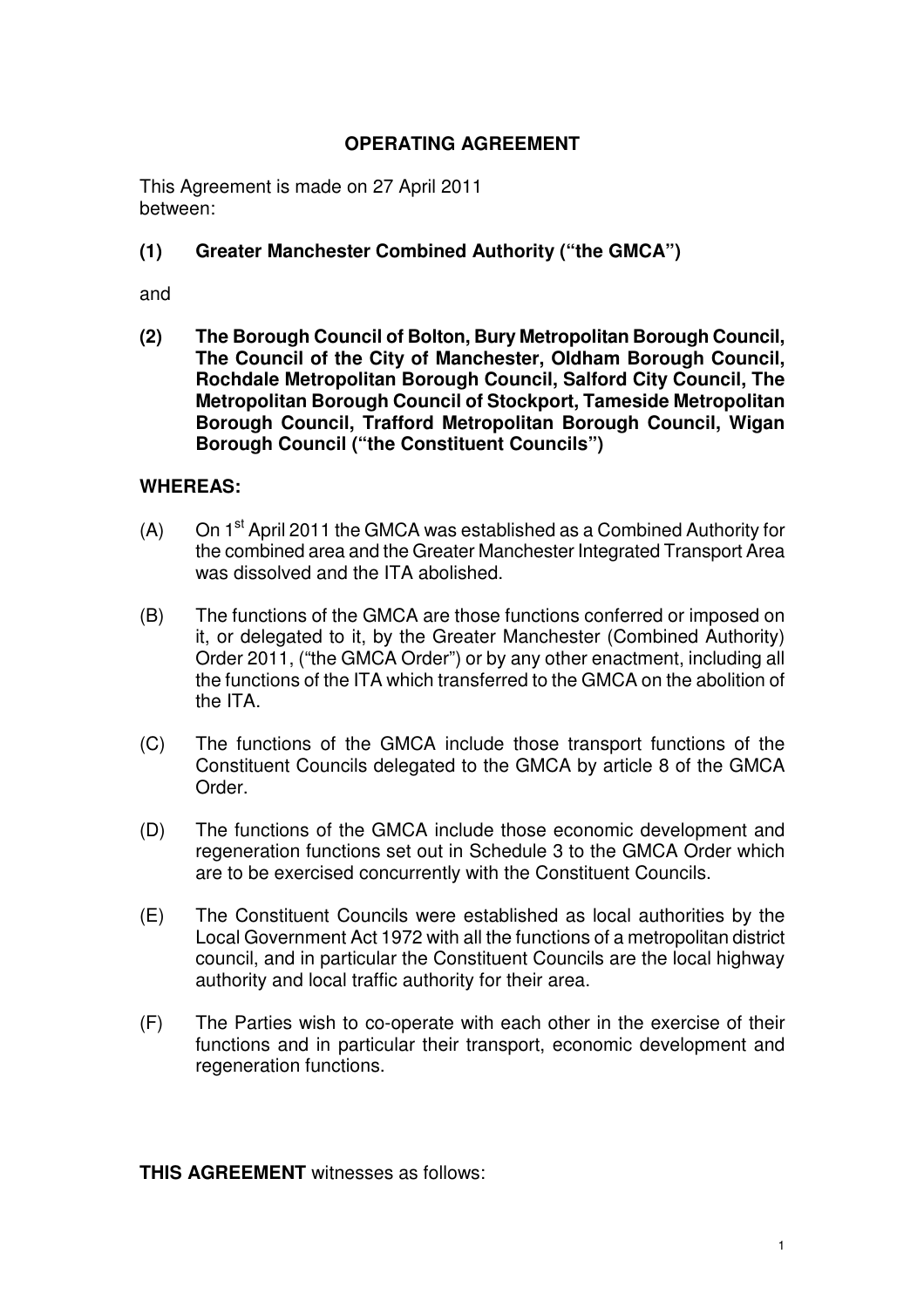# OPERATING AGREEMENT

This Agreement is made on 27 April 2011
between:

**(1) Greater Manchester Combined Authority ("the GMCA")**

and

**(2) The Borough Council of Bolton, Bury Metropolitan Borough Council, The Council of the City of Manchester, Oldham Borough Council, Rochdale Metropolitan Borough Council, Salford City Council, The Metropolitan Borough Council of Stockport, Tameside Metropolitan Borough Council, Trafford Metropolitan Borough Council, Wigan Borough Council ("the Constituent Councils")**

**WHEREAS:**

(A) On 1st April 2011 the GMCA was established as a Combined Authority for the combined area and the Greater Manchester Integrated Transport Area was dissolved and the ITA abolished.

(B) The functions of the GMCA are those functions conferred or imposed on it, or delegated to it, by the Greater Manchester (Combined Authority) Order 2011, ("the GMCA Order") or by any other enactment, including all the functions of the ITA which transferred to the GMCA on the abolition of the ITA.

(C) The functions of the GMCA include those transport functions of the Constituent Councils delegated to the GMCA by article 8 of the GMCA Order.

(D) The functions of the GMCA include those economic development and regeneration functions set out in Schedule 3 to the GMCA Order which are to be exercised concurrently with the Constituent Councils.

(E) The Constituent Councils were established as local authorities by the Local Government Act 1972 with all the functions of a metropolitan district council, and in particular the Constituent Councils are the local highway authority and local traffic authority for their area.

(F) The Parties wish to co-operate with each other in the exercise of their functions and in particular their transport, economic development and regeneration functions.

**THIS AGREEMENT** witnesses as follows: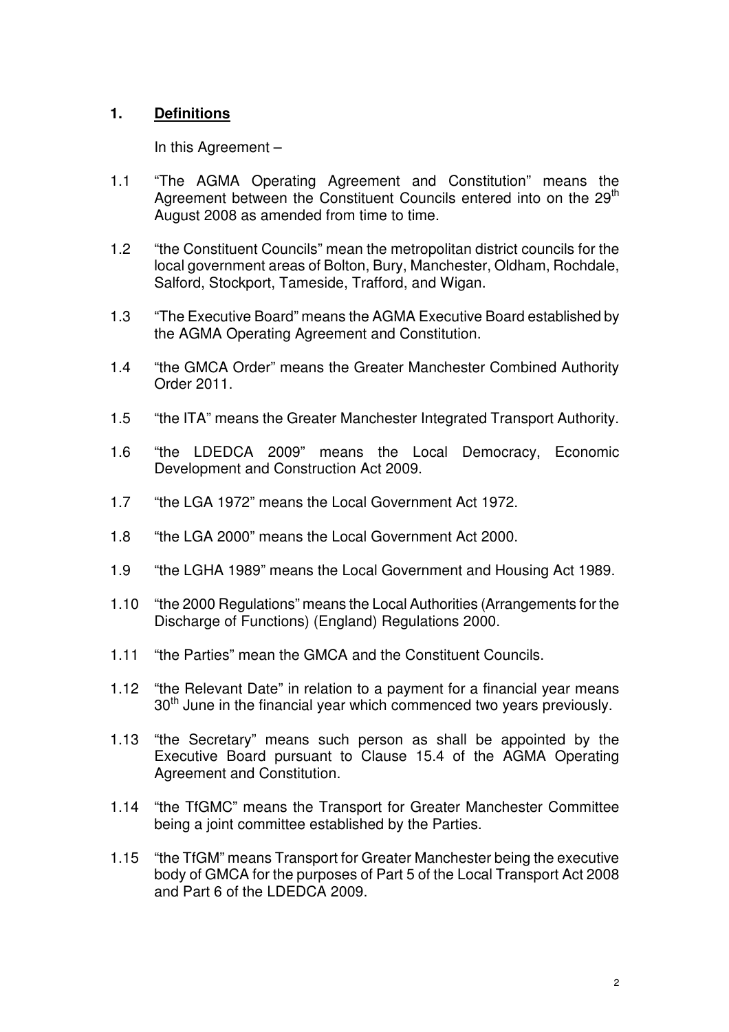## 1. Definitions

In this Agreement –

1.1 "The AGMA Operating Agreement and Constitution" means the Agreement between the Constituent Councils entered into on the 29th August 2008 as amended from time to time.

1.2 "the Constituent Councils" mean the metropolitan district councils for the local government areas of Bolton, Bury, Manchester, Oldham, Rochdale, Salford, Stockport, Tameside, Trafford, and Wigan.

1.3 "The Executive Board" means the AGMA Executive Board established by the AGMA Operating Agreement and Constitution.

1.4 "the GMCA Order" means the Greater Manchester Combined Authority Order 2011.

1.5 "the ITA" means the Greater Manchester Integrated Transport Authority.

1.6 "the LDEDCA 2009" means the Local Democracy, Economic Development and Construction Act 2009.

1.7 "the LGA 1972" means the Local Government Act 1972.

1.8 "the LGA 2000" means the Local Government Act 2000.

1.9 "the LGHA 1989" means the Local Government and Housing Act 1989.

1.10 "the 2000 Regulations" means the Local Authorities (Arrangements for the Discharge of Functions) (England) Regulations 2000.

1.11 "the Parties" mean the GMCA and the Constituent Councils.

1.12 "the Relevant Date" in relation to a payment for a financial year means 30th June in the financial year which commenced two years previously.

1.13 "the Secretary" means such person as shall be appointed by the Executive Board pursuant to Clause 15.4 of the AGMA Operating Agreement and Constitution.

1.14 "the TfGMC" means the Transport for Greater Manchester Committee being a joint committee established by the Parties.

1.15 "the TfGM" means Transport for Greater Manchester being the executive body of GMCA for the purposes of Part 5 of the Local Transport Act 2008 and Part 6 of the LDEDCA 2009.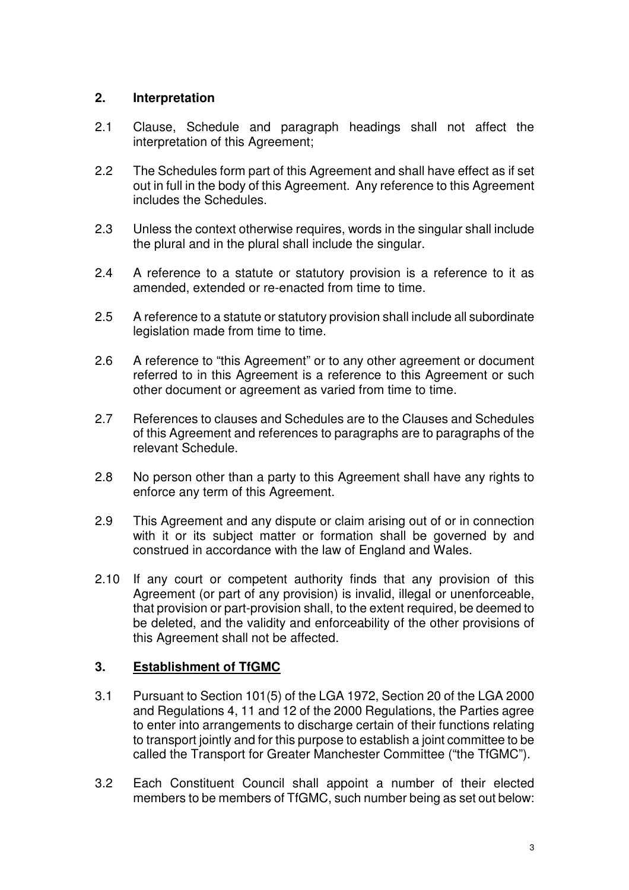## 2. Interpretation

2.1 Clause, Schedule and paragraph headings shall not affect the interpretation of this Agreement;

2.2 The Schedules form part of this Agreement and shall have effect as if set out in full in the body of this Agreement. Any reference to this Agreement includes the Schedules.

2.3 Unless the context otherwise requires, words in the singular shall include the plural and in the plural shall include the singular.

2.4 A reference to a statute or statutory provision is a reference to it as amended, extended or re-enacted from time to time.

2.5 A reference to a statute or statutory provision shall include all subordinate legislation made from time to time.

2.6 A reference to "this Agreement" or to any other agreement or document referred to in this Agreement is a reference to this Agreement or such other document or agreement as varied from time to time.

2.7 References to clauses and Schedules are to the Clauses and Schedules of this Agreement and references to paragraphs are to paragraphs of the relevant Schedule.

2.8 No person other than a party to this Agreement shall have any rights to enforce any term of this Agreement.

2.9 This Agreement and any dispute or claim arising out of or in connection with it or its subject matter or formation shall be governed by and construed in accordance with the law of England and Wales.

2.10 If any court or competent authority finds that any provision of this Agreement (or part of any provision) is invalid, illegal or unenforceable, that provision or part-provision shall, to the extent required, be deemed to be deleted, and the validity and enforceability of the other provisions of this Agreement shall not be affected.

## 3. Establishment of TfGMC

3.1 Pursuant to Section 101(5) of the LGA 1972, Section 20 of the LGA 2000 and Regulations 4, 11 and 12 of the 2000 Regulations, the Parties agree to enter into arrangements to discharge certain of their functions relating to transport jointly and for this purpose to establish a joint committee to be called the Transport for Greater Manchester Committee ("the TfGMC").

3.2 Each Constituent Council shall appoint a number of their elected members to be members of TfGMC, such number being as set out below: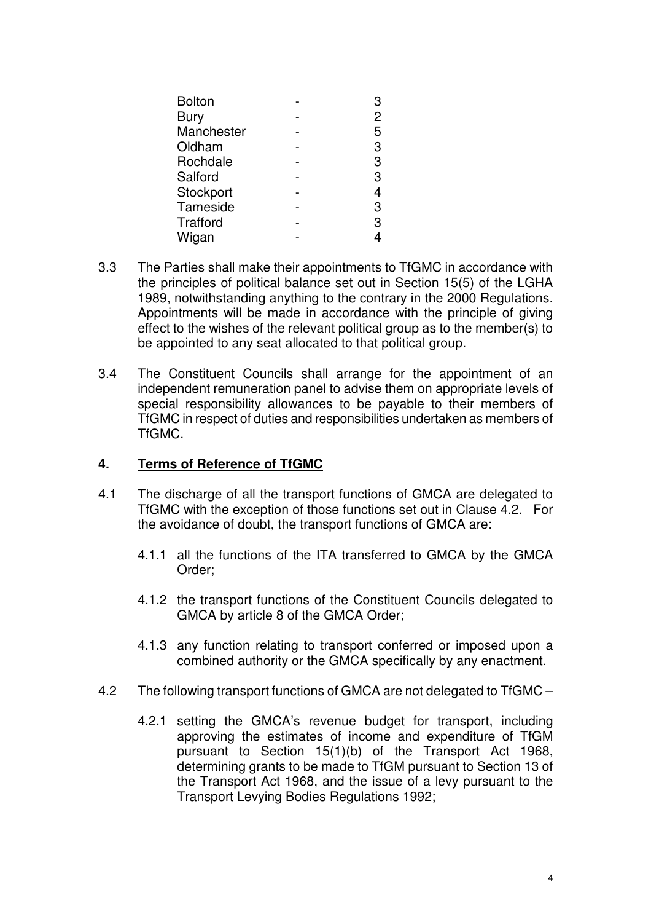| | | |
|---|---|---|
| Bolton | - | 3 |
| Bury | - | 2 |
| Manchester | - | 5 |
| Oldham | - | 3 |
| Rochdale | - | 3 |
| Salford | - | 3 |
| Stockport | - | 4 |
| Tameside | - | 3 |
| Trafford | - | 3 |
| Wigan | - | 4 |

3.3 The Parties shall make their appointments to TfGMC in accordance with the principles of political balance set out in Section 15(5) of the LGHA 1989, notwithstanding anything to the contrary in the 2000 Regulations. Appointments will be made in accordance with the principle of giving effect to the wishes of the relevant political group as to the member(s) to be appointed to any seat allocated to that political group.

3.4 The Constituent Councils shall arrange for the appointment of an independent remuneration panel to advise them on appropriate levels of special responsibility allowances to be payable to their members of TfGMC in respect of duties and responsibilities undertaken as members of TfGMC.

## 4. Terms of Reference of TfGMC

4.1 The discharge of all the transport functions of GMCA are delegated to TfGMC with the exception of those functions set out in Clause 4.2. For the avoidance of doubt, the transport functions of GMCA are:

4.1.1 all the functions of the ITA transferred to GMCA by the GMCA Order;

4.1.2 the transport functions of the Constituent Councils delegated to GMCA by article 8 of the GMCA Order;

4.1.3 any function relating to transport conferred or imposed upon a combined authority or the GMCA specifically by any enactment.

4.2 The following transport functions of GMCA are not delegated to TfGMC –

4.2.1 setting the GMCA's revenue budget for transport, including approving the estimates of income and expenditure of TfGM pursuant to Section 15(1)(b) of the Transport Act 1968, determining grants to be made to TfGM pursuant to Section 13 of the Transport Act 1968, and the issue of a levy pursuant to the Transport Levying Bodies Regulations 1992;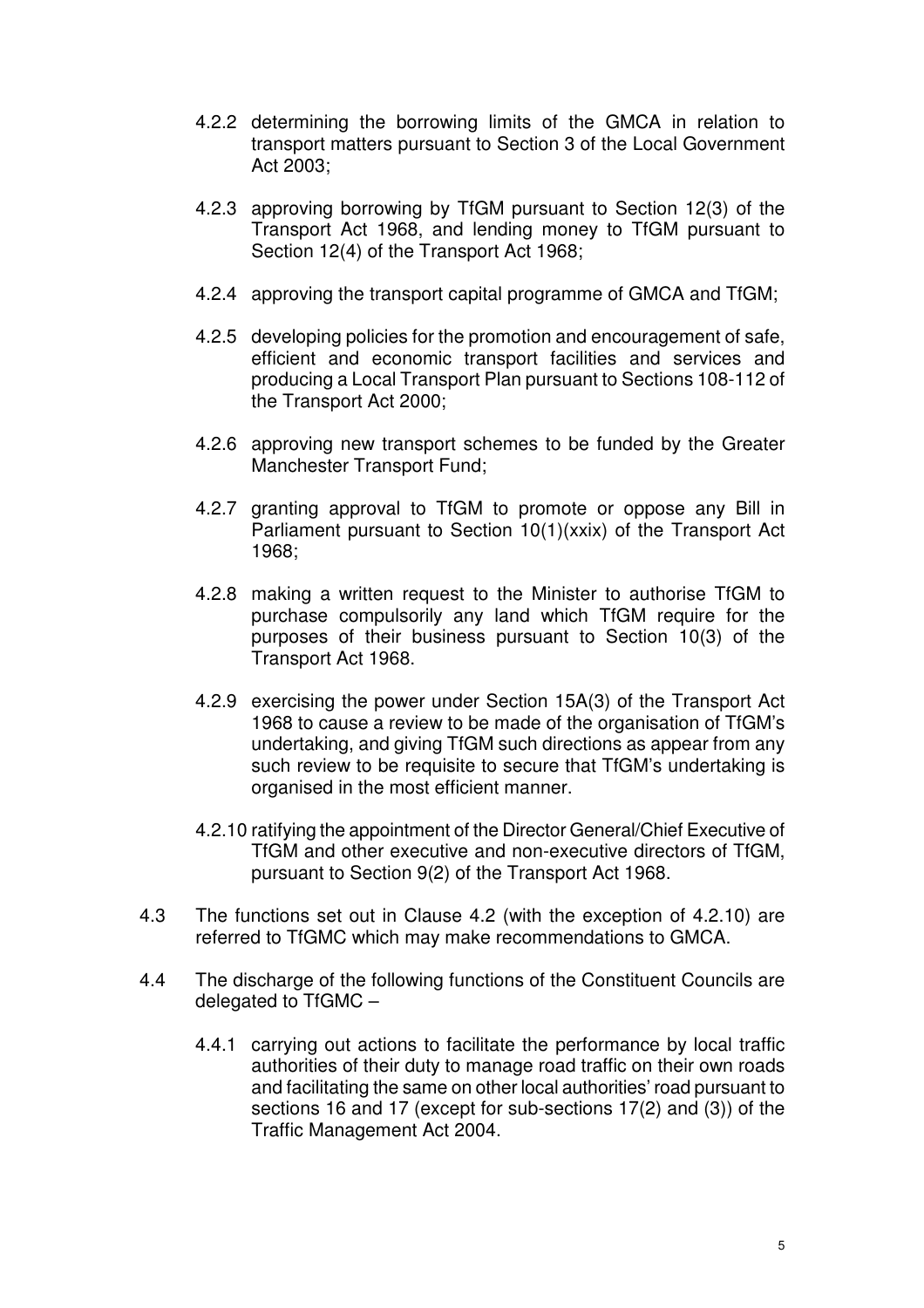4.2.2 determining the borrowing limits of the GMCA in relation to transport matters pursuant to Section 3 of the Local Government Act 2003;

4.2.3 approving borrowing by TfGM pursuant to Section 12(3) of the Transport Act 1968, and lending money to TfGM pursuant to Section 12(4) of the Transport Act 1968;

4.2.4 approving the transport capital programme of GMCA and TfGM;

4.2.5 developing policies for the promotion and encouragement of safe, efficient and economic transport facilities and services and producing a Local Transport Plan pursuant to Sections 108-112 of the Transport Act 2000;

4.2.6 approving new transport schemes to be funded by the Greater Manchester Transport Fund;

4.2.7 granting approval to TfGM to promote or oppose any Bill in Parliament pursuant to Section 10(1)(xxix) of the Transport Act 1968;

4.2.8 making a written request to the Minister to authorise TfGM to purchase compulsorily any land which TfGM require for the purposes of their business pursuant to Section 10(3) of the Transport Act 1968.

4.2.9 exercising the power under Section 15A(3) of the Transport Act 1968 to cause a review to be made of the organisation of TfGM's undertaking, and giving TfGM such directions as appear from any such review to be requisite to secure that TfGM's undertaking is organised in the most efficient manner.

4.2.10 ratifying the appointment of the Director General/Chief Executive of TfGM and other executive and non-executive directors of TfGM, pursuant to Section 9(2) of the Transport Act 1968.

4.3 The functions set out in Clause 4.2 (with the exception of 4.2.10) are referred to TfGMC which may make recommendations to GMCA.

4.4 The discharge of the following functions of the Constituent Councils are delegated to TfGMC –

4.4.1 carrying out actions to facilitate the performance by local traffic authorities of their duty to manage road traffic on their own roads and facilitating the same on other local authorities' road pursuant to sections 16 and 17 (except for sub-sections 17(2) and (3)) of the Traffic Management Act 2004.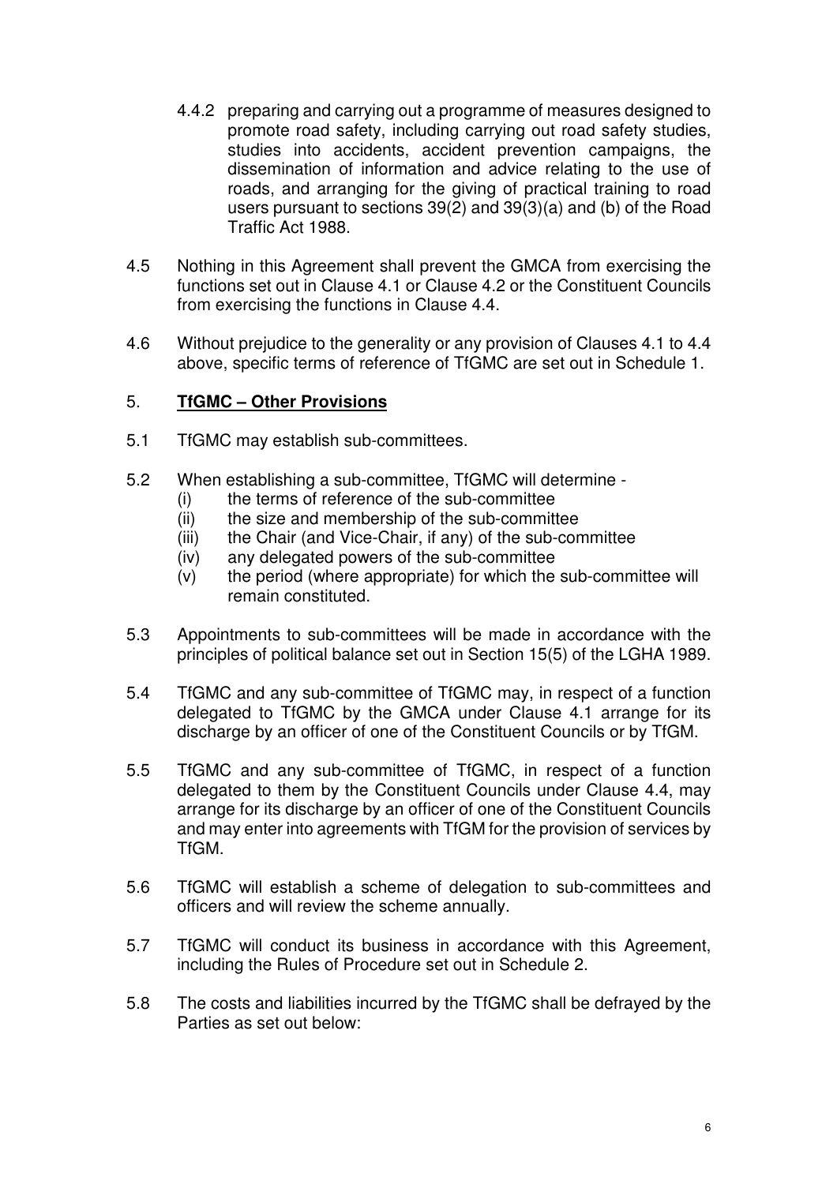4.4.2 preparing and carrying out a programme of measures designed to promote road safety, including carrying out road safety studies, studies into accidents, accident prevention campaigns, the dissemination of information and advice relating to the use of roads, and arranging for the giving of practical training to road users pursuant to sections 39(2) and 39(3)(a) and (b) of the Road Traffic Act 1988.

4.5 Nothing in this Agreement shall prevent the GMCA from exercising the functions set out in Clause 4.1 or Clause 4.2 or the Constituent Councils from exercising the functions in Clause 4.4.

4.6 Without prejudice to the generality or any provision of Clauses 4.1 to 4.4 above, specific terms of reference of TfGMC are set out in Schedule 1.

## 5. **TfGMC – Other Provisions**

5.1 TfGMC may establish sub-committees.

5.2 When establishing a sub-committee, TfGMC will determine -

- (i) the terms of reference of the sub-committee
- (ii) the size and membership of the sub-committee
- (iii) the Chair (and Vice-Chair, if any) of the sub-committee
- (iv) any delegated powers of the sub-committee
- (v) the period (where appropriate) for which the sub-committee will remain constituted.

5.3 Appointments to sub-committees will be made in accordance with the principles of political balance set out in Section 15(5) of the LGHA 1989.

5.4 TfGMC and any sub-committee of TfGMC may, in respect of a function delegated to TfGMC by the GMCA under Clause 4.1 arrange for its discharge by an officer of one of the Constituent Councils or by TfGM.

5.5 TfGMC and any sub-committee of TfGMC, in respect of a function delegated to them by the Constituent Councils under Clause 4.4, may arrange for its discharge by an officer of one of the Constituent Councils and may enter into agreements with TfGM for the provision of services by TfGM.

5.6 TfGMC will establish a scheme of delegation to sub-committees and officers and will review the scheme annually.

5.7 TfGMC will conduct its business in accordance with this Agreement, including the Rules of Procedure set out in Schedule 2.

5.8 The costs and liabilities incurred by the TfGMC shall be defrayed by the Parties as set out below: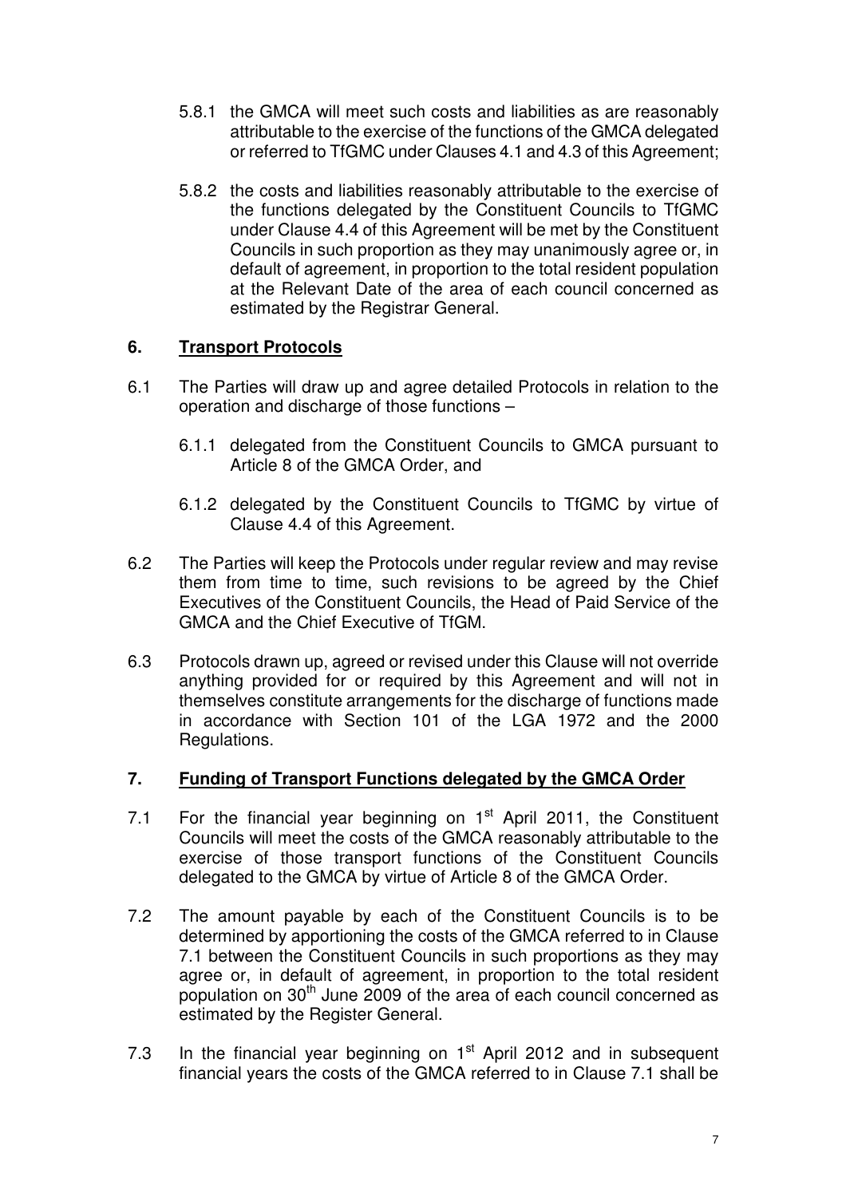5.8.1 the GMCA will meet such costs and liabilities as are reasonably attributable to the exercise of the functions of the GMCA delegated or referred to TfGMC under Clauses 4.1 and 4.3 of this Agreement;

5.8.2 the costs and liabilities reasonably attributable to the exercise of the functions delegated by the Constituent Councils to TfGMC under Clause 4.4 of this Agreement will be met by the Constituent Councils in such proportion as they may unanimously agree or, in default of agreement, in proportion to the total resident population at the Relevant Date of the area of each council concerned as estimated by the Registrar General.

## 6. Transport Protocols

6.1 The Parties will draw up and agree detailed Protocols in relation to the operation and discharge of those functions –

6.1.1 delegated from the Constituent Councils to GMCA pursuant to Article 8 of the GMCA Order, and

6.1.2 delegated by the Constituent Councils to TfGMC by virtue of Clause 4.4 of this Agreement.

6.2 The Parties will keep the Protocols under regular review and may revise them from time to time, such revisions to be agreed by the Chief Executives of the Constituent Councils, the Head of Paid Service of the GMCA and the Chief Executive of TfGM.

6.3 Protocols drawn up, agreed or revised under this Clause will not override anything provided for or required by this Agreement and will not in themselves constitute arrangements for the discharge of functions made in accordance with Section 101 of the LGA 1972 and the 2000 Regulations.

## 7. Funding of Transport Functions delegated by the GMCA Order

7.1 For the financial year beginning on 1st April 2011, the Constituent Councils will meet the costs of the GMCA reasonably attributable to the exercise of those transport functions of the Constituent Councils delegated to the GMCA by virtue of Article 8 of the GMCA Order.

7.2 The amount payable by each of the Constituent Councils is to be determined by apportioning the costs of the GMCA referred to in Clause 7.1 between the Constituent Councils in such proportions as they may agree or, in default of agreement, in proportion to the total resident population on 30th June 2009 of the area of each council concerned as estimated by the Register General.

7.3 In the financial year beginning on 1st April 2012 and in subsequent financial years the costs of the GMCA referred to in Clause 7.1 shall be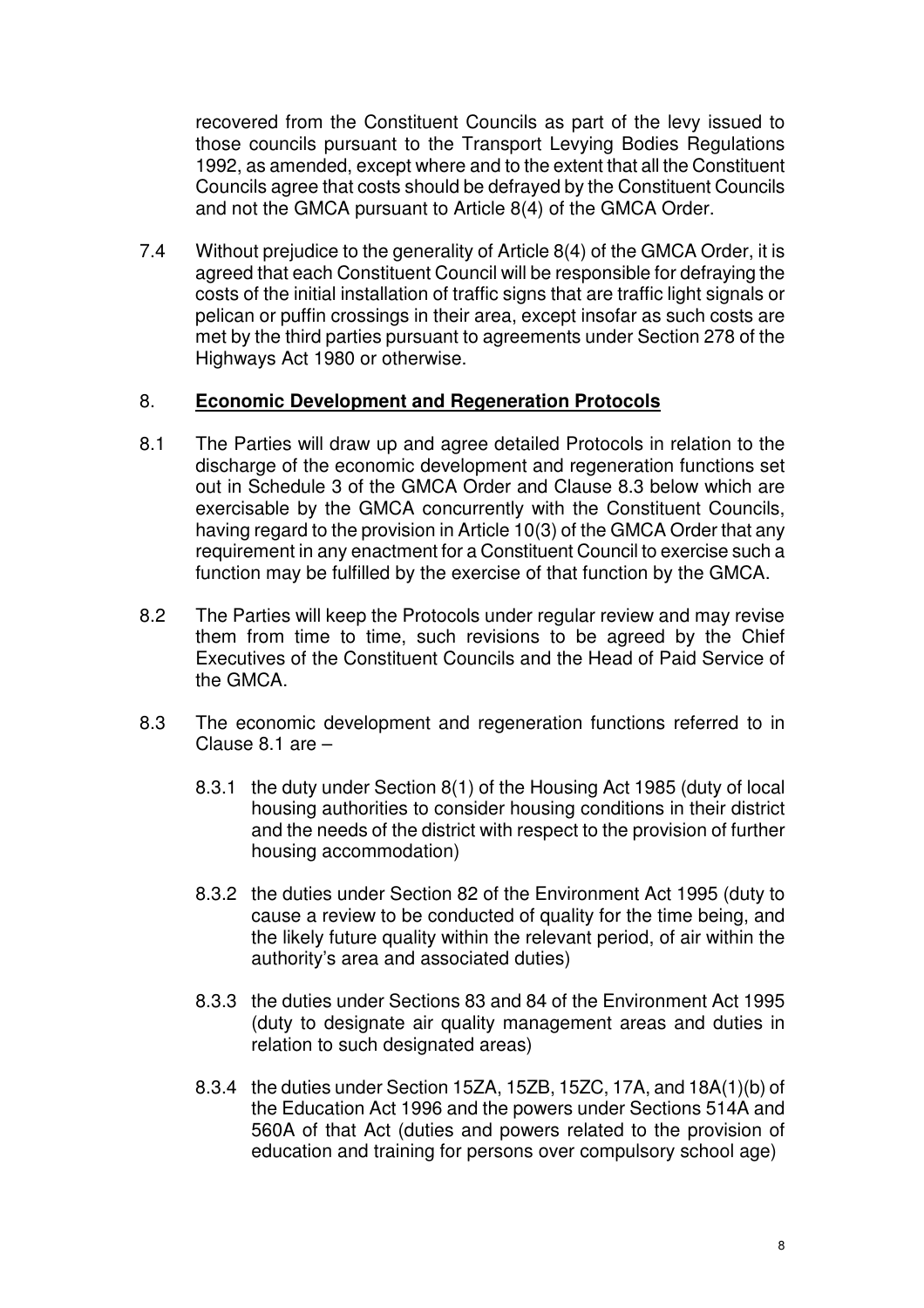recovered from the Constituent Councils as part of the levy issued to those councils pursuant to the Transport Levying Bodies Regulations 1992, as amended, except where and to the extent that all the Constituent Councils agree that costs should be defrayed by the Constituent Councils and not the GMCA pursuant to Article 8(4) of the GMCA Order.

7.4 Without prejudice to the generality of Article 8(4) of the GMCA Order, it is agreed that each Constituent Council will be responsible for defraying the costs of the initial installation of traffic signs that are traffic light signals or pelican or puffin crossings in their area, except insofar as such costs are met by the third parties pursuant to agreements under Section 278 of the Highways Act 1980 or otherwise.

## 8. **Economic Development and Regeneration Protocols**

8.1 The Parties will draw up and agree detailed Protocols in relation to the discharge of the economic development and regeneration functions set out in Schedule 3 of the GMCA Order and Clause 8.3 below which are exercisable by the GMCA concurrently with the Constituent Councils, having regard to the provision in Article 10(3) of the GMCA Order that any requirement in any enactment for a Constituent Council to exercise such a function may be fulfilled by the exercise of that function by the GMCA.

8.2 The Parties will keep the Protocols under regular review and may revise them from time to time, such revisions to be agreed by the Chief Executives of the Constituent Councils and the Head of Paid Service of the GMCA.

8.3 The economic development and regeneration functions referred to in Clause 8.1 are –

8.3.1 the duty under Section 8(1) of the Housing Act 1985 (duty of local housing authorities to consider housing conditions in their district and the needs of the district with respect to the provision of further housing accommodation)

8.3.2 the duties under Section 82 of the Environment Act 1995 (duty to cause a review to be conducted of quality for the time being, and the likely future quality within the relevant period, of air within the authority's area and associated duties)

8.3.3 the duties under Sections 83 and 84 of the Environment Act 1995 (duty to designate air quality management areas and duties in relation to such designated areas)

8.3.4 the duties under Section 15ZA, 15ZB, 15ZC, 17A, and 18A(1)(b) of the Education Act 1996 and the powers under Sections 514A and 560A of that Act (duties and powers related to the provision of education and training for persons over compulsory school age)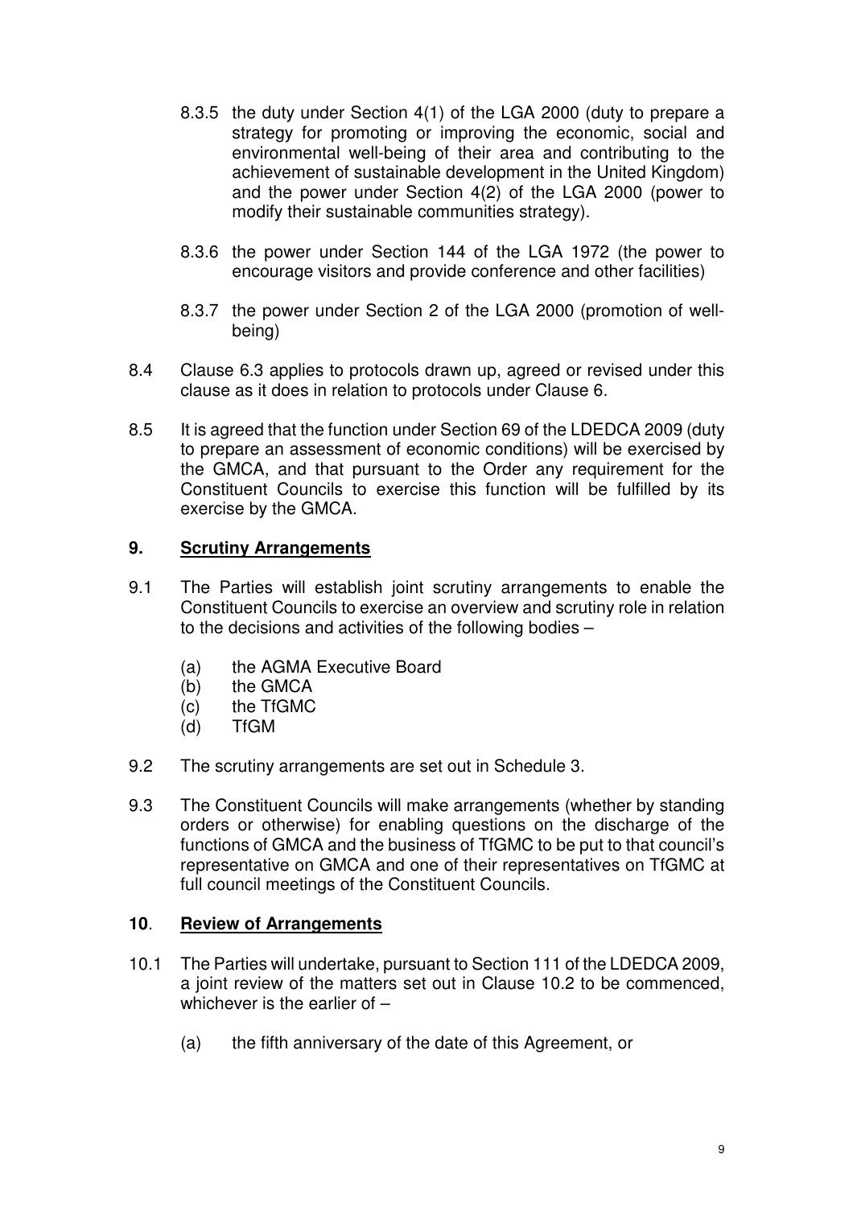8.3.5 the duty under Section 4(1) of the LGA 2000 (duty to prepare a strategy for promoting or improving the economic, social and environmental well-being of their area and contributing to the achievement of sustainable development in the United Kingdom) and the power under Section 4(2) of the LGA 2000 (power to modify their sustainable communities strategy).

8.3.6 the power under Section 144 of the LGA 1972 (the power to encourage visitors and provide conference and other facilities)

8.3.7 the power under Section 2 of the LGA 2000 (promotion of well-being)

8.4 Clause 6.3 applies to protocols drawn up, agreed or revised under this clause as it does in relation to protocols under Clause 6.

8.5 It is agreed that the function under Section 69 of the LDEDCA 2009 (duty to prepare an assessment of economic conditions) will be exercised by the GMCA, and that pursuant to the Order any requirement for the Constituent Councils to exercise this function will be fulfilled by its exercise by the GMCA.

## 9. <u>Scrutiny Arrangements</u>

9.1 The Parties will establish joint scrutiny arrangements to enable the Constituent Councils to exercise an overview and scrutiny role in relation to the decisions and activities of the following bodies –

(a) the AGMA Executive Board
(b) the GMCA
(c) the TfGMC
(d) TfGM

9.2 The scrutiny arrangements are set out in Schedule 3.

9.3 The Constituent Councils will make arrangements (whether by standing orders or otherwise) for enabling questions on the discharge of the functions of GMCA and the business of TfGMC to be put to that council's representative on GMCA and one of their representatives on TfGMC at full council meetings of the Constituent Councils.

## 10. <u>Review of Arrangements</u>

10.1 The Parties will undertake, pursuant to Section 111 of the LDEDCA 2009, a joint review of the matters set out in Clause 10.2 to be commenced, whichever is the earlier of –

(a) the fifth anniversary of the date of this Agreement, or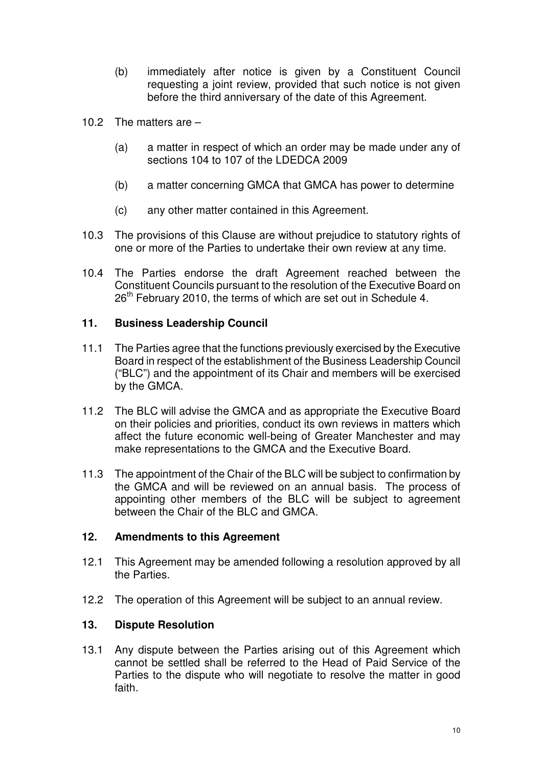(b) immediately after notice is given by a Constituent Council requesting a joint review, provided that such notice is not given before the third anniversary of the date of this Agreement.

10.2 The matters are –

(a) a matter in respect of which an order may be made under any of sections 104 to 107 of the LDEDCA 2009

(b) a matter concerning GMCA that GMCA has power to determine

(c) any other matter contained in this Agreement.

10.3 The provisions of this Clause are without prejudice to statutory rights of one or more of the Parties to undertake their own review at any time.

10.4 The Parties endorse the draft Agreement reached between the Constituent Councils pursuant to the resolution of the Executive Board on 26th February 2010, the terms of which are set out in Schedule 4.

## 11. Business Leadership Council

11.1 The Parties agree that the functions previously exercised by the Executive Board in respect of the establishment of the Business Leadership Council ("BLC") and the appointment of its Chair and members will be exercised by the GMCA.

11.2 The BLC will advise the GMCA and as appropriate the Executive Board on their policies and priorities, conduct its own reviews in matters which affect the future economic well-being of Greater Manchester and may make representations to the GMCA and the Executive Board.

11.3 The appointment of the Chair of the BLC will be subject to confirmation by the GMCA and will be reviewed on an annual basis. The process of appointing other members of the BLC will be subject to agreement between the Chair of the BLC and GMCA.

## 12. Amendments to this Agreement

12.1 This Agreement may be amended following a resolution approved by all the Parties.

12.2 The operation of this Agreement will be subject to an annual review.

## 13. Dispute Resolution

13.1 Any dispute between the Parties arising out of this Agreement which cannot be settled shall be referred to the Head of Paid Service of the Parties to the dispute who will negotiate to resolve the matter in good faith.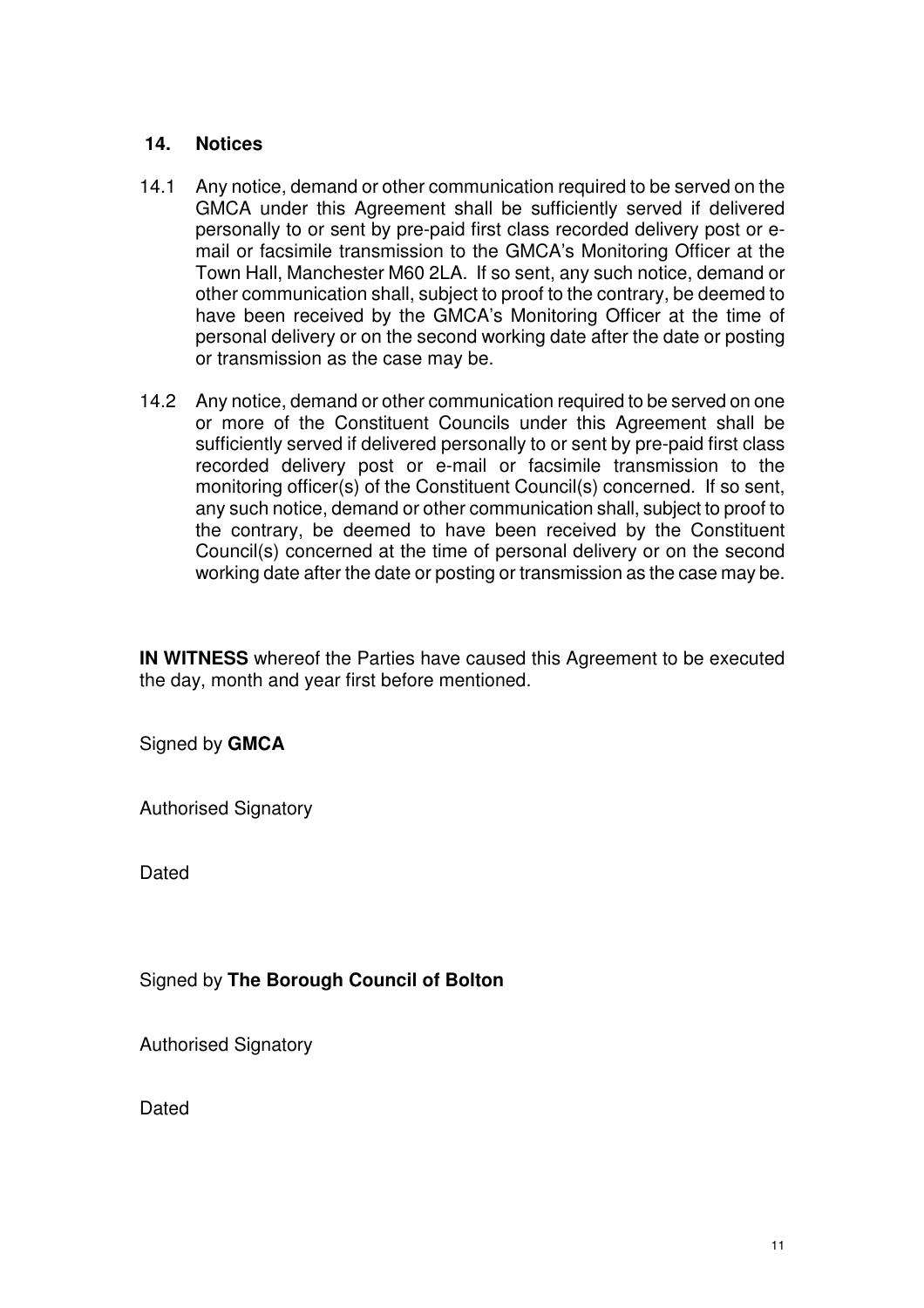## 14. Notices

14.1 Any notice, demand or other communication required to be served on the GMCA under this Agreement shall be sufficiently served if delivered personally to or sent by pre-paid first class recorded delivery post or e-mail or facsimile transmission to the GMCA's Monitoring Officer at the Town Hall, Manchester M60 2LA. If so sent, any such notice, demand or other communication shall, subject to proof to the contrary, be deemed to have been received by the GMCA's Monitoring Officer at the time of personal delivery or on the second working date after the date or posting or transmission as the case may be.

14.2 Any notice, demand or other communication required to be served on one or more of the Constituent Councils under this Agreement shall be sufficiently served if delivered personally to or sent by pre-paid first class recorded delivery post or e-mail or facsimile transmission to the monitoring officer(s) of the Constituent Council(s) concerned. If so sent, any such notice, demand or other communication shall, subject to proof to the contrary, be deemed to have been received by the Constituent Council(s) concerned at the time of personal delivery or on the second working date after the date or posting or transmission as the case may be.

**IN WITNESS** whereof the Parties have caused this Agreement to be executed the day, month and year first before mentioned.

Signed by **GMCA**

Authorised Signatory

Dated

Signed by **The Borough Council of Bolton**

Authorised Signatory

Dated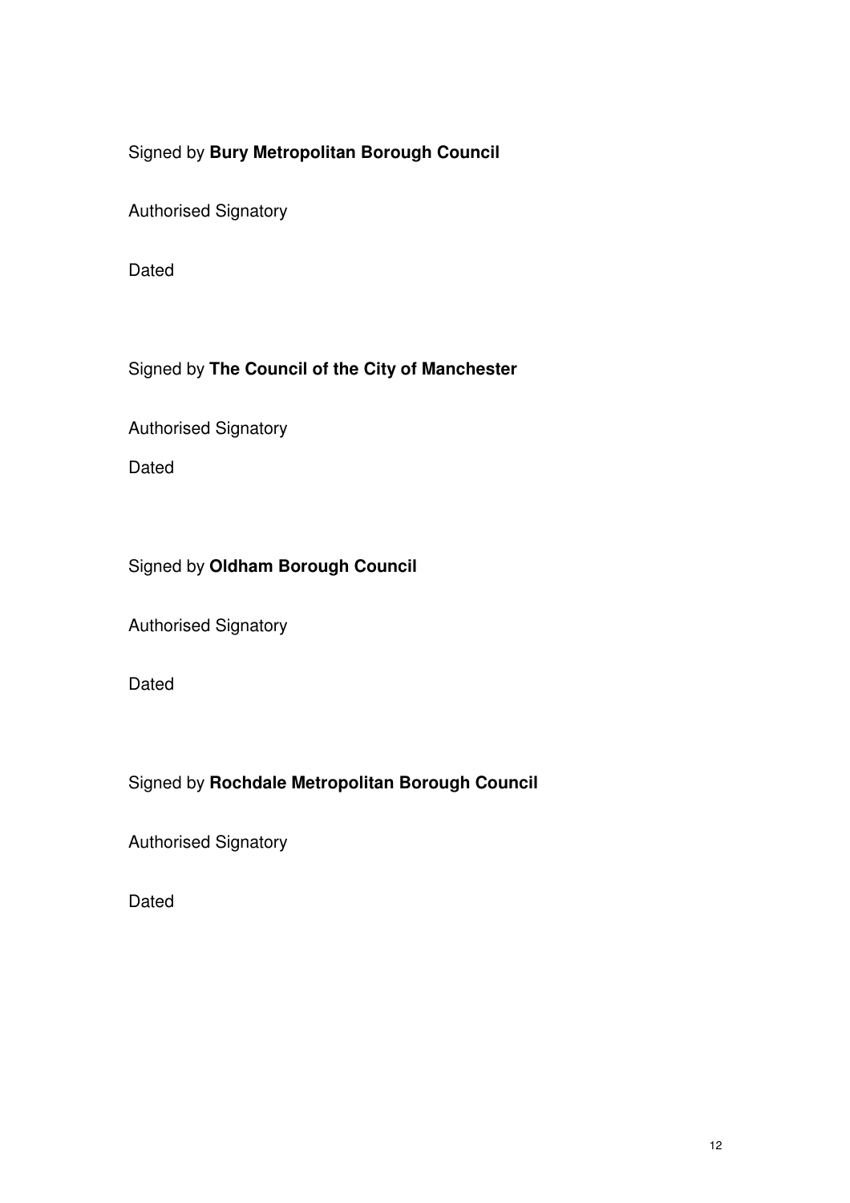Signed by **Bury Metropolitan Borough Council**

Authorised Signatory

Dated

Signed by **The Council of the City of Manchester**

Authorised Signatory

Dated

Signed by **Oldham Borough Council**

Authorised Signatory

Dated

Signed by **Rochdale Metropolitan Borough Council**

Authorised Signatory

Dated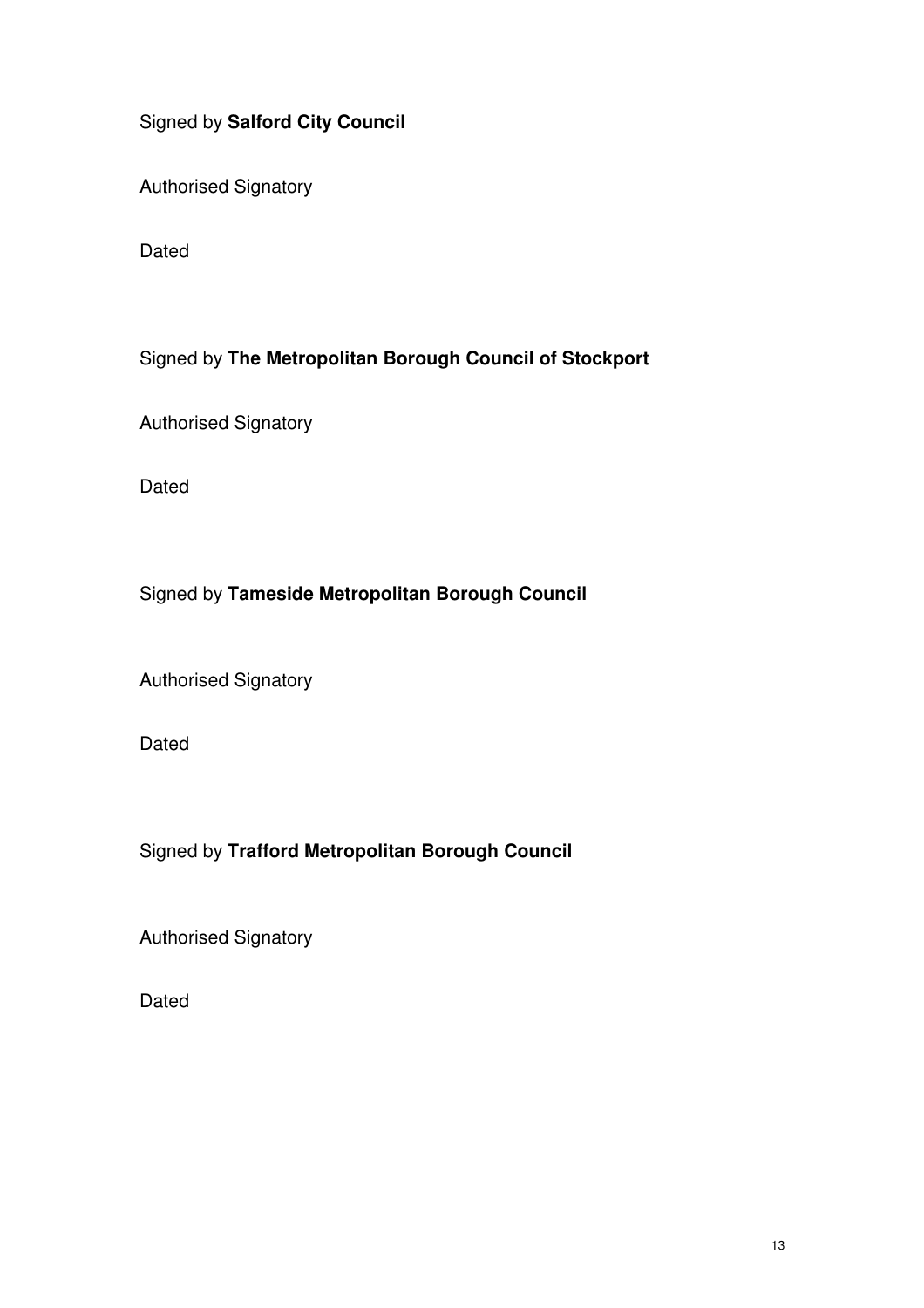Signed by **Salford City Council**

Authorised Signatory

Dated

Signed by **The Metropolitan Borough Council of Stockport**

Authorised Signatory

Dated

Signed by **Tameside Metropolitan Borough Council**

Authorised Signatory

Dated

Signed by **Trafford Metropolitan Borough Council**

Authorised Signatory

Dated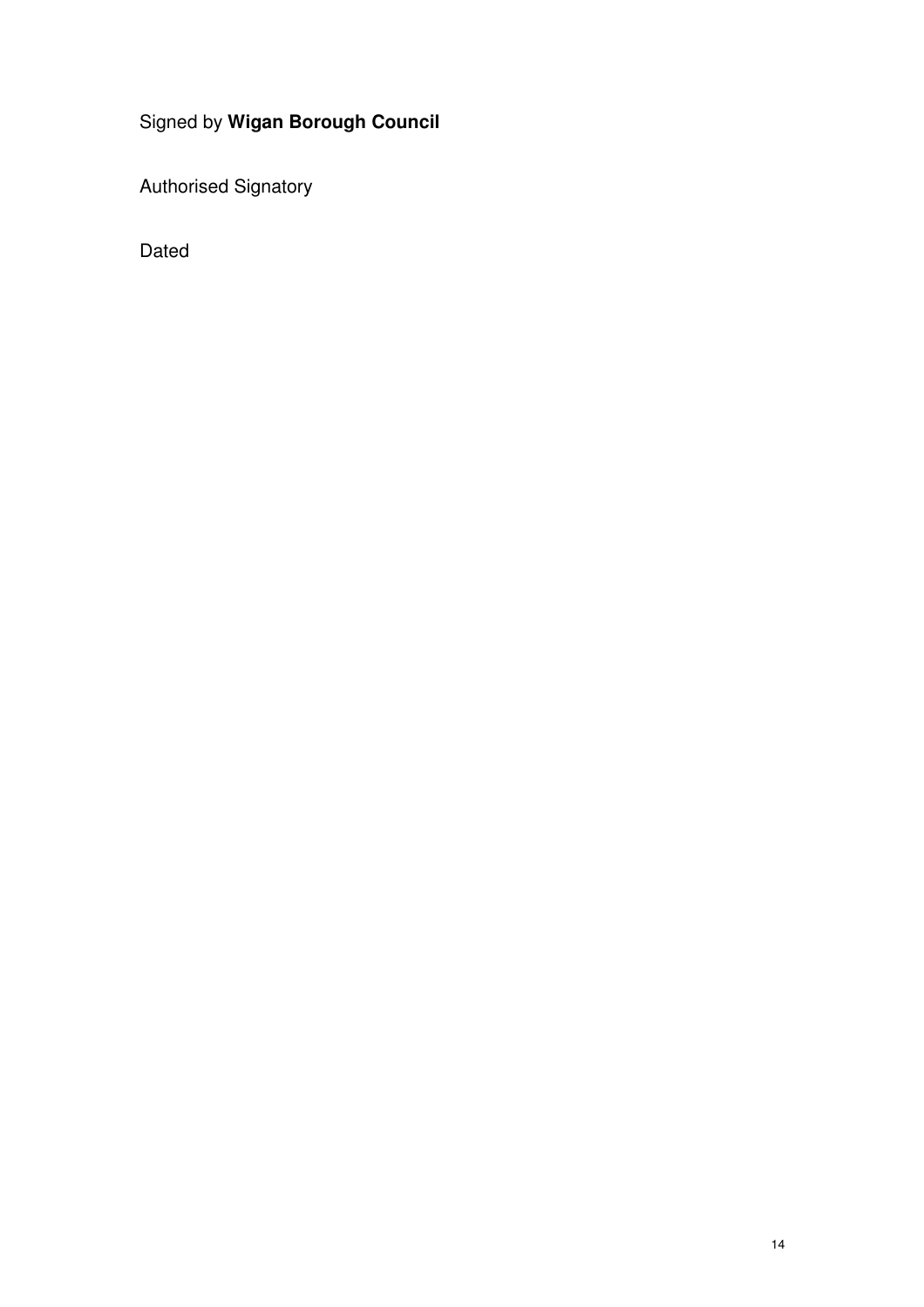Signed by **Wigan Borough Council**

Authorised Signatory

Dated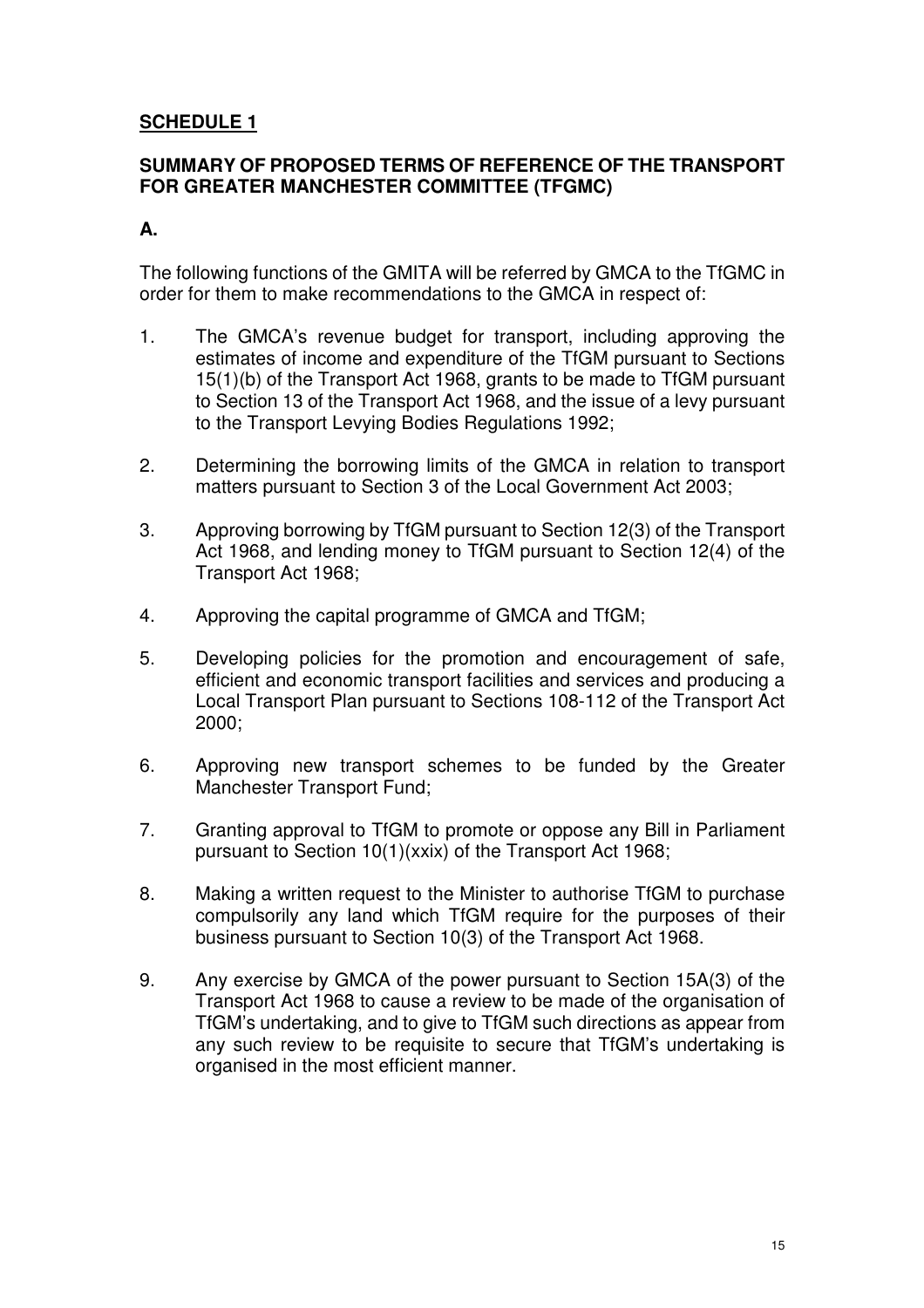**SCHEDULE 1**

**SUMMARY OF PROPOSED TERMS OF REFERENCE OF THE TRANSPORT FOR GREATER MANCHESTER COMMITTEE (TFGMC)**

**A.**

The following functions of the GMITA will be referred by GMCA to the TfGMC in order for them to make recommendations to the GMCA in respect of:

1. The GMCA's revenue budget for transport, including approving the estimates of income and expenditure of the TfGM pursuant to Sections 15(1)(b) of the Transport Act 1968, grants to be made to TfGM pursuant to Section 13 of the Transport Act 1968, and the issue of a levy pursuant to the Transport Levying Bodies Regulations 1992;

2. Determining the borrowing limits of the GMCA in relation to transport matters pursuant to Section 3 of the Local Government Act 2003;

3. Approving borrowing by TfGM pursuant to Section 12(3) of the Transport Act 1968, and lending money to TfGM pursuant to Section 12(4) of the Transport Act 1968;

4. Approving the capital programme of GMCA and TfGM;

5. Developing policies for the promotion and encouragement of safe, efficient and economic transport facilities and services and producing a Local Transport Plan pursuant to Sections 108-112 of the Transport Act 2000;

6. Approving new transport schemes to be funded by the Greater Manchester Transport Fund;

7. Granting approval to TfGM to promote or oppose any Bill in Parliament pursuant to Section 10(1)(xxix) of the Transport Act 1968;

8. Making a written request to the Minister to authorise TfGM to purchase compulsorily any land which TfGM require for the purposes of their business pursuant to Section 10(3) of the Transport Act 1968.

9. Any exercise by GMCA of the power pursuant to Section 15A(3) of the Transport Act 1968 to cause a review to be made of the organisation of TfGM's undertaking, and to give to TfGM such directions as appear from any such review to be requisite to secure that TfGM's undertaking is organised in the most efficient manner.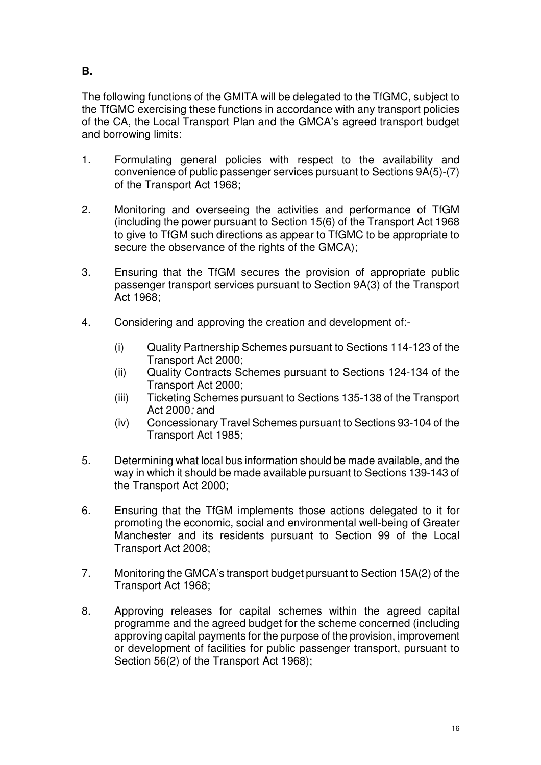**B.**

The following functions of the GMITA will be delegated to the TfGMC, subject to the TfGMC exercising these functions in accordance with any transport policies of the CA, the Local Transport Plan and the GMCA's agreed transport budget and borrowing limits:

1. Formulating general policies with respect to the availability and convenience of public passenger services pursuant to Sections 9A(5)-(7) of the Transport Act 1968;

2. Monitoring and overseeing the activities and performance of TfGM (including the power pursuant to Section 15(6) of the Transport Act 1968 to give to TfGM such directions as appear to TfGMC to be appropriate to secure the observance of the rights of the GMCA);

3. Ensuring that the TfGM secures the provision of appropriate public passenger transport services pursuant to Section 9A(3) of the Transport Act 1968;

4. Considering and approving the creation and development of:-

   (i) Quality Partnership Schemes pursuant to Sections 114-123 of the Transport Act 2000;
   (ii) Quality Contracts Schemes pursuant to Sections 124-134 of the Transport Act 2000;
   (iii) Ticketing Schemes pursuant to Sections 135-138 of the Transport Act 2000; and
   (iv) Concessionary Travel Schemes pursuant to Sections 93-104 of the Transport Act 1985;

5. Determining what local bus information should be made available, and the way in which it should be made available pursuant to Sections 139-143 of the Transport Act 2000;

6. Ensuring that the TfGM implements those actions delegated to it for promoting the economic, social and environmental well-being of Greater Manchester and its residents pursuant to Section 99 of the Local Transport Act 2008;

7. Monitoring the GMCA's transport budget pursuant to Section 15A(2) of the Transport Act 1968;

8. Approving releases for capital schemes within the agreed capital programme and the agreed budget for the scheme concerned (including approving capital payments for the purpose of the provision, improvement or development of facilities for public passenger transport, pursuant to Section 56(2) of the Transport Act 1968);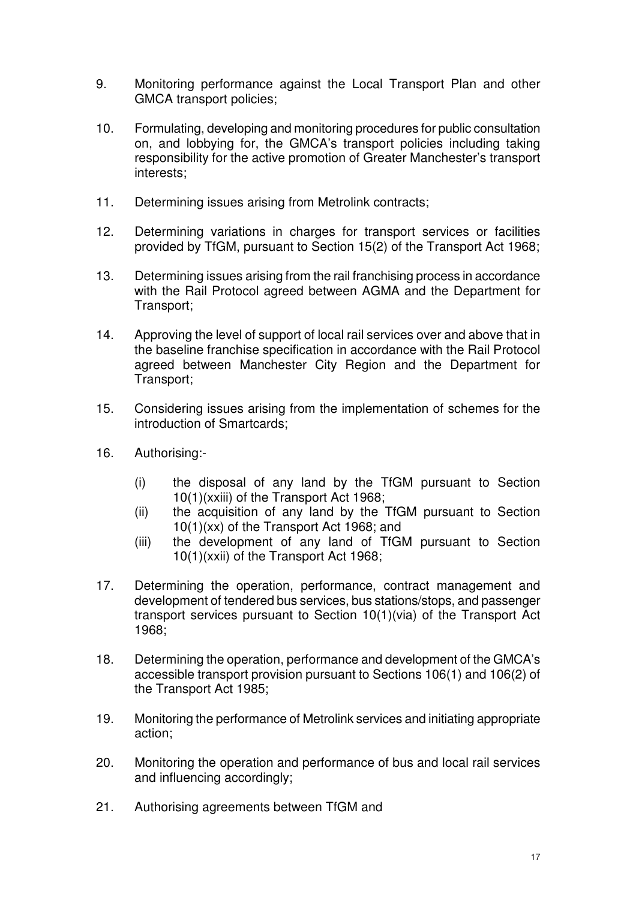9. Monitoring performance against the Local Transport Plan and other GMCA transport policies;

10. Formulating, developing and monitoring procedures for public consultation on, and lobbying for, the GMCA's transport policies including taking responsibility for the active promotion of Greater Manchester's transport interests;

11. Determining issues arising from Metrolink contracts;

12. Determining variations in charges for transport services or facilities provided by TfGM, pursuant to Section 15(2) of the Transport Act 1968;

13. Determining issues arising from the rail franchising process in accordance with the Rail Protocol agreed between AGMA and the Department for Transport;

14. Approving the level of support of local rail services over and above that in the baseline franchise specification in accordance with the Rail Protocol agreed between Manchester City Region and the Department for Transport;

15. Considering issues arising from the implementation of schemes for the introduction of Smartcards;

16. Authorising:-

    (i) the disposal of any land by the TfGM pursuant to Section 10(1)(xxiii) of the Transport Act 1968;
    (ii) the acquisition of any land by the TfGM pursuant to Section 10(1)(xx) of the Transport Act 1968; and
    (iii) the development of any land of TfGM pursuant to Section 10(1)(xxii) of the Transport Act 1968;

17. Determining the operation, performance, contract management and development of tendered bus services, bus stations/stops, and passenger transport services pursuant to Section 10(1)(via) of the Transport Act 1968;

18. Determining the operation, performance and development of the GMCA's accessible transport provision pursuant to Sections 106(1) and 106(2) of the Transport Act 1985;

19. Monitoring the performance of Metrolink services and initiating appropriate action;

20. Monitoring the operation and performance of bus and local rail services and influencing accordingly;

21. Authorising agreements between TfGM and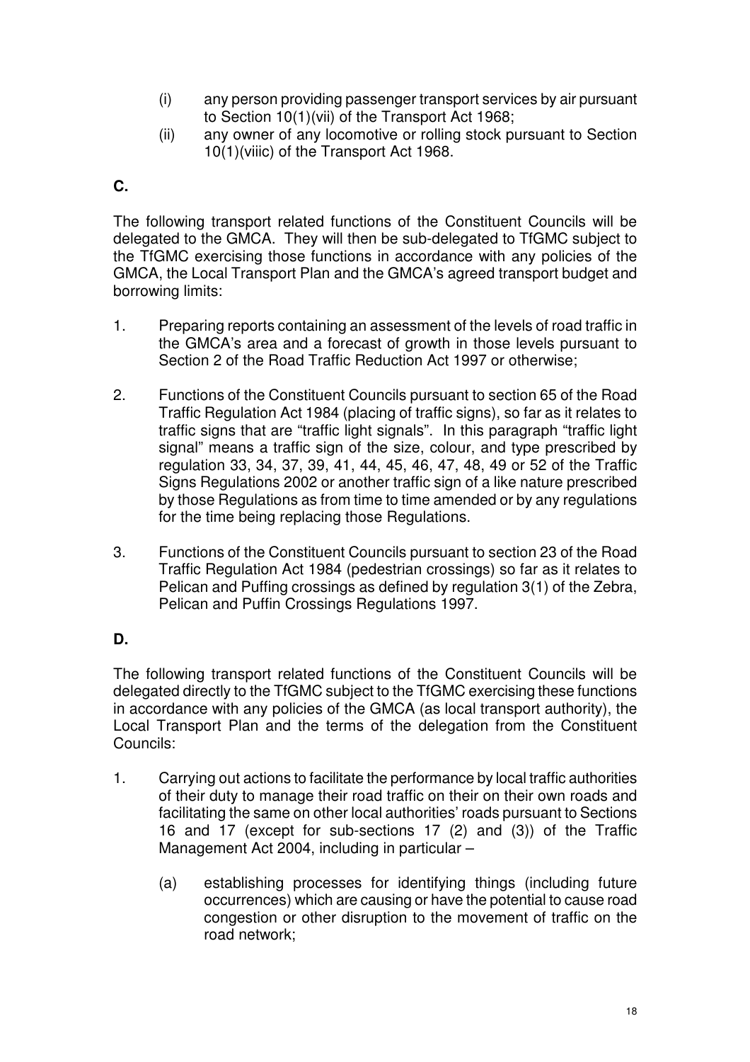(i) any person providing passenger transport services by air pursuant to Section 10(1)(vii) of the Transport Act 1968;

(ii) any owner of any locomotive or rolling stock pursuant to Section 10(1)(viiic) of the Transport Act 1968.

**C.**

The following transport related functions of the Constituent Councils will be delegated to the GMCA. They will then be sub-delegated to TfGMC subject to the TfGMC exercising those functions in accordance with any policies of the GMCA, the Local Transport Plan and the GMCA's agreed transport budget and borrowing limits:

1. Preparing reports containing an assessment of the levels of road traffic in the GMCA's area and a forecast of growth in those levels pursuant to Section 2 of the Road Traffic Reduction Act 1997 or otherwise;

2. Functions of the Constituent Councils pursuant to section 65 of the Road Traffic Regulation Act 1984 (placing of traffic signs), so far as it relates to traffic signs that are "traffic light signals". In this paragraph "traffic light signal" means a traffic sign of the size, colour, and type prescribed by regulation 33, 34, 37, 39, 41, 44, 45, 46, 47, 48, 49 or 52 of the Traffic Signs Regulations 2002 or another traffic sign of a like nature prescribed by those Regulations as from time to time amended or by any regulations for the time being replacing those Regulations.

3. Functions of the Constituent Councils pursuant to section 23 of the Road Traffic Regulation Act 1984 (pedestrian crossings) so far as it relates to Pelican and Puffing crossings as defined by regulation 3(1) of the Zebra, Pelican and Puffin Crossings Regulations 1997.

**D.**

The following transport related functions of the Constituent Councils will be delegated directly to the TfGMC subject to the TfGMC exercising these functions in accordance with any policies of the GMCA (as local transport authority), the Local Transport Plan and the terms of the delegation from the Constituent Councils:

1. Carrying out actions to facilitate the performance by local traffic authorities of their duty to manage their road traffic on their on their own roads and facilitating the same on other local authorities' roads pursuant to Sections 16 and 17 (except for sub-sections 17 (2) and (3)) of the Traffic Management Act 2004, including in particular –

   (a) establishing processes for identifying things (including future occurrences) which are causing or have the potential to cause road congestion or other disruption to the movement of traffic on the road network;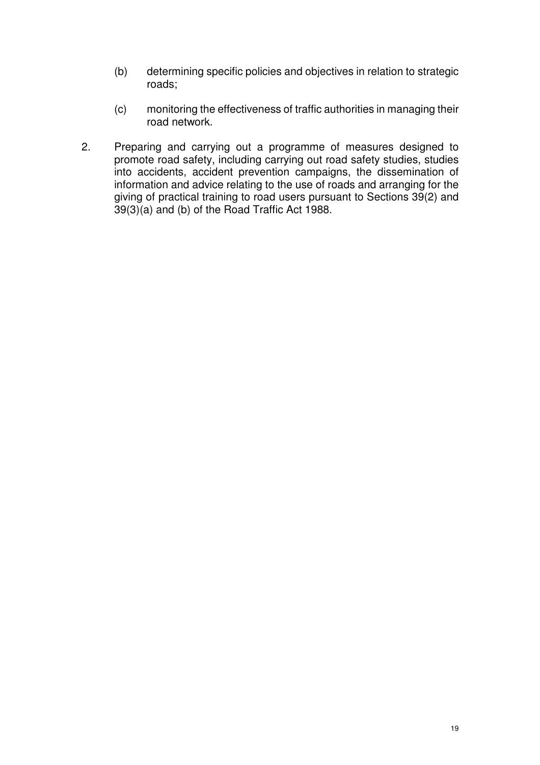(b) determining specific policies and objectives in relation to strategic roads;

(c) monitoring the effectiveness of traffic authorities in managing their road network.

2. Preparing and carrying out a programme of measures designed to promote road safety, including carrying out road safety studies, studies into accidents, accident prevention campaigns, the dissemination of information and advice relating to the use of roads and arranging for the giving of practical training to road users pursuant to Sections 39(2) and 39(3)(a) and (b) of the Road Traffic Act 1988.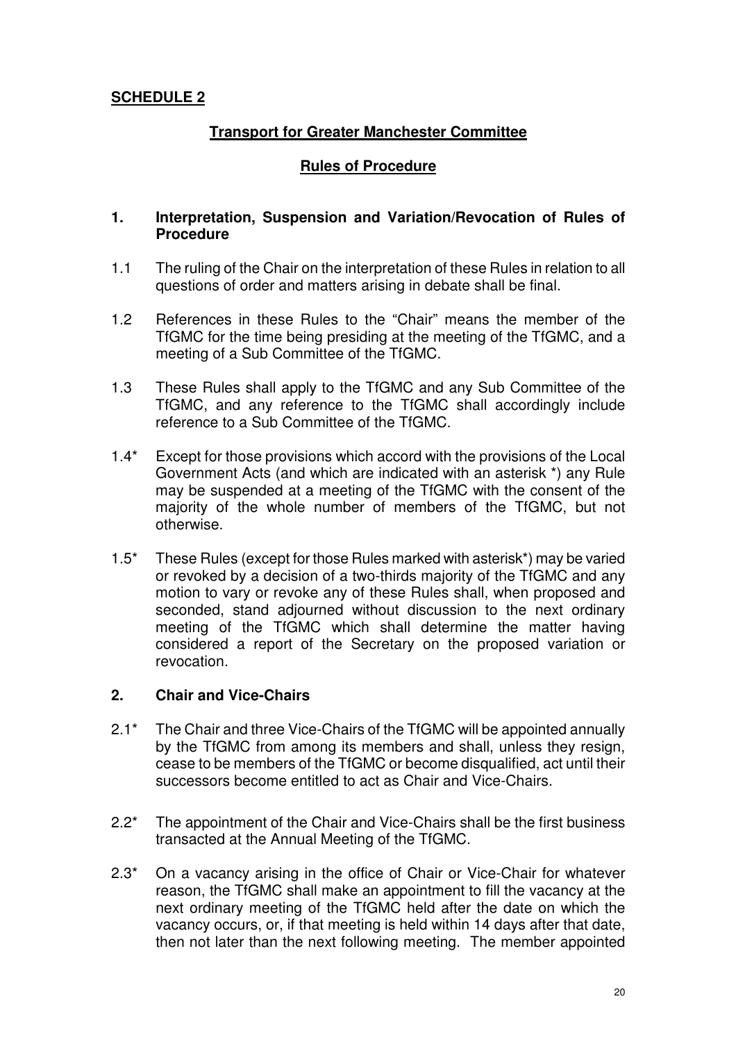**SCHEDULE 2**

## Transport for Greater Manchester Committee

## Rules of Procedure

### 1. Interpretation, Suspension and Variation/Revocation of Rules of Procedure

1.1 The ruling of the Chair on the interpretation of these Rules in relation to all questions of order and matters arising in debate shall be final.

1.2 References in these Rules to the "Chair" means the member of the TfGMC for the time being presiding at the meeting of the TfGMC, and a meeting of a Sub Committee of the TfGMC.

1.3 These Rules shall apply to the TfGMC and any Sub Committee of the TfGMC, and any reference to the TfGMC shall accordingly include reference to a Sub Committee of the TfGMC.

1.4* Except for those provisions which accord with the provisions of the Local Government Acts (and which are indicated with an asterisk *) any Rule may be suspended at a meeting of the TfGMC with the consent of the majority of the whole number of members of the TfGMC, but not otherwise.

1.5* These Rules (except for those Rules marked with asterisk*) may be varied or revoked by a decision of a two-thirds majority of the TfGMC and any motion to vary or revoke any of these Rules shall, when proposed and seconded, stand adjourned without discussion to the next ordinary meeting of the TfGMC which shall determine the matter having considered a report of the Secretary on the proposed variation or revocation.

### 2. Chair and Vice-Chairs

2.1* The Chair and three Vice-Chairs of the TfGMC will be appointed annually by the TfGMC from among its members and shall, unless they resign, cease to be members of the TfGMC or become disqualified, act until their successors become entitled to act as Chair and Vice-Chairs.

2.2* The appointment of the Chair and Vice-Chairs shall be the first business transacted at the Annual Meeting of the TfGMC.

2.3* On a vacancy arising in the office of Chair or Vice-Chair for whatever reason, the TfGMC shall make an appointment to fill the vacancy at the next ordinary meeting of the TfGMC held after the date on which the vacancy occurs, or, if that meeting is held within 14 days after that date, then not later than the next following meeting. The member appointed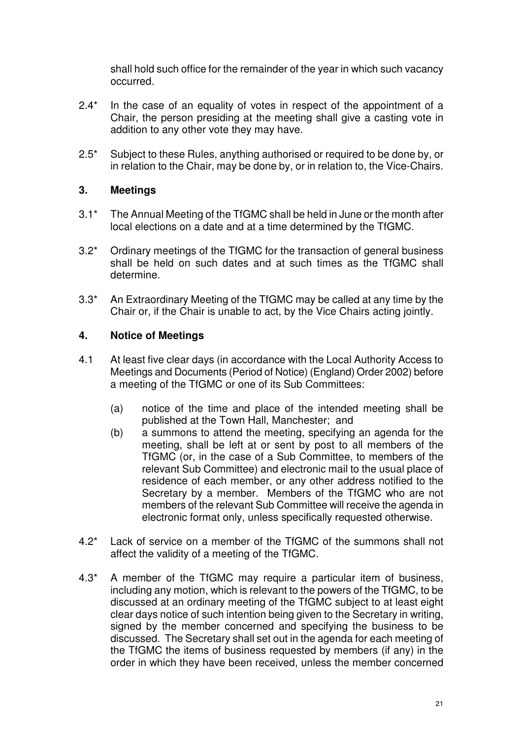shall hold such office for the remainder of the year in which such vacancy occurred.

2.4* In the case of an equality of votes in respect of the appointment of a Chair, the person presiding at the meeting shall give a casting vote in addition to any other vote they may have.

2.5* Subject to these Rules, anything authorised or required to be done by, or in relation to the Chair, may be done by, or in relation to, the Vice-Chairs.

## 3. Meetings

3.1* The Annual Meeting of the TfGMC shall be held in June or the month after local elections on a date and at a time determined by the TfGMC.

3.2* Ordinary meetings of the TfGMC for the transaction of general business shall be held on such dates and at such times as the TfGMC shall determine.

3.3* An Extraordinary Meeting of the TfGMC may be called at any time by the Chair or, if the Chair is unable to act, by the Vice Chairs acting jointly.

## 4. Notice of Meetings

4.1 At least five clear days (in accordance with the Local Authority Access to Meetings and Documents (Period of Notice) (England) Order 2002) before a meeting of the TfGMC or one of its Sub Committees:

(a) notice of the time and place of the intended meeting shall be published at the Town Hall, Manchester; and

(b) a summons to attend the meeting, specifying an agenda for the meeting, shall be left at or sent by post to all members of the TfGMC (or, in the case of a Sub Committee, to members of the relevant Sub Committee) and electronic mail to the usual place of residence of each member, or any other address notified to the Secretary by a member. Members of the TfGMC who are not members of the relevant Sub Committee will receive the agenda in electronic format only, unless specifically requested otherwise.

4.2* Lack of service on a member of the TfGMC of the summons shall not affect the validity of a meeting of the TfGMC.

4.3* A member of the TfGMC may require a particular item of business, including any motion, which is relevant to the powers of the TfGMC, to be discussed at an ordinary meeting of the TfGMC subject to at least eight clear days notice of such intention being given to the Secretary in writing, signed by the member concerned and specifying the business to be discussed. The Secretary shall set out in the agenda for each meeting of the TfGMC the items of business requested by members (if any) in the order in which they have been received, unless the member concerned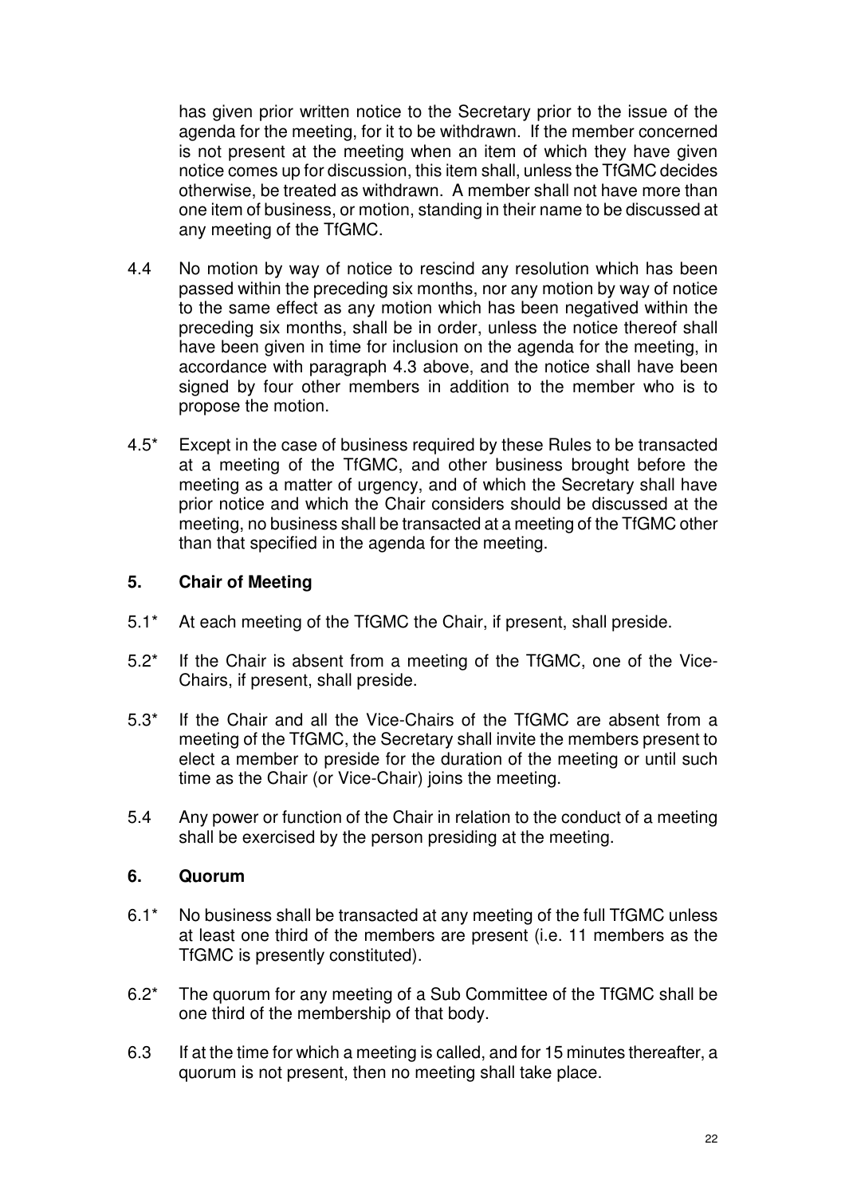has given prior written notice to the Secretary prior to the issue of the agenda for the meeting, for it to be withdrawn. If the member concerned is not present at the meeting when an item of which they have given notice comes up for discussion, this item shall, unless the TfGMC decides otherwise, be treated as withdrawn. A member shall not have more than one item of business, or motion, standing in their name to be discussed at any meeting of the TfGMC.

4.4 No motion by way of notice to rescind any resolution which has been passed within the preceding six months, nor any motion by way of notice to the same effect as any motion which has been negatived within the preceding six months, shall be in order, unless the notice thereof shall have been given in time for inclusion on the agenda for the meeting, in accordance with paragraph 4.3 above, and the notice shall have been signed by four other members in addition to the member who is to propose the motion.

4.5* Except in the case of business required by these Rules to be transacted at a meeting of the TfGMC, and other business brought before the meeting as a matter of urgency, and of which the Secretary shall have prior notice and which the Chair considers should be discussed at the meeting, no business shall be transacted at a meeting of the TfGMC other than that specified in the agenda for the meeting.

## 5. Chair of Meeting

5.1* At each meeting of the TfGMC the Chair, if present, shall preside.

5.2* If the Chair is absent from a meeting of the TfGMC, one of the Vice-Chairs, if present, shall preside.

5.3* If the Chair and all the Vice-Chairs of the TfGMC are absent from a meeting of the TfGMC, the Secretary shall invite the members present to elect a member to preside for the duration of the meeting or until such time as the Chair (or Vice-Chair) joins the meeting.

5.4 Any power or function of the Chair in relation to the conduct of a meeting shall be exercised by the person presiding at the meeting.

## 6. Quorum

6.1* No business shall be transacted at any meeting of the full TfGMC unless at least one third of the members are present (i.e. 11 members as the TfGMC is presently constituted).

6.2* The quorum for any meeting of a Sub Committee of the TfGMC shall be one third of the membership of that body.

6.3 If at the time for which a meeting is called, and for 15 minutes thereafter, a quorum is not present, then no meeting shall take place.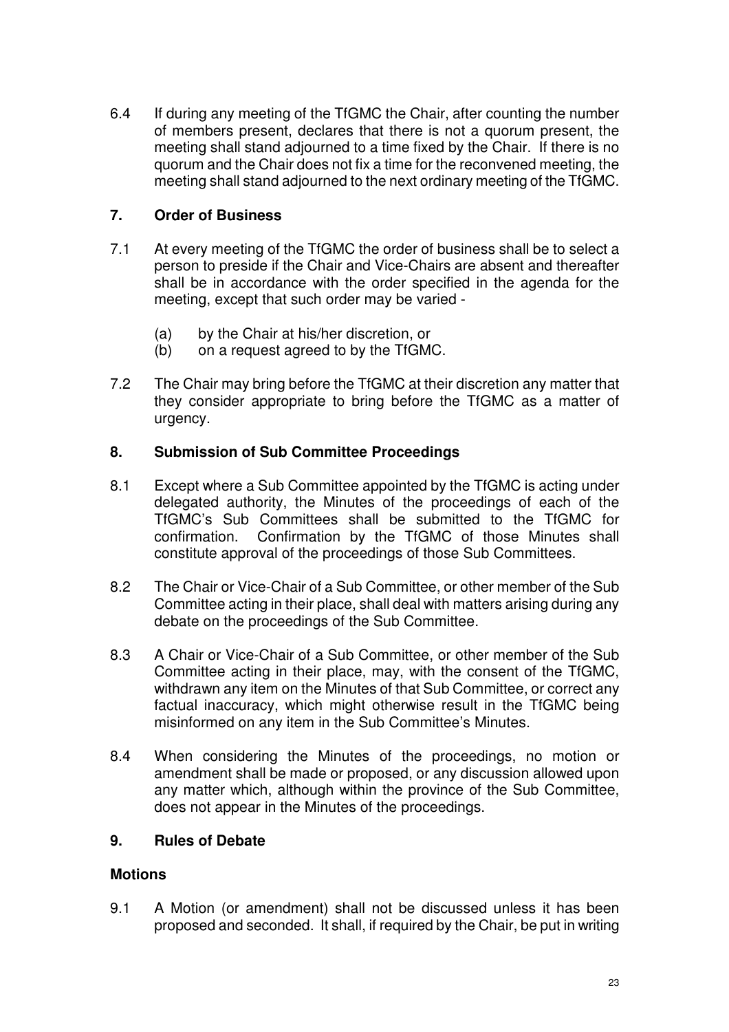6.4 If during any meeting of the TfGMC the Chair, after counting the number of members present, declares that there is not a quorum present, the meeting shall stand adjourned to a time fixed by the Chair. If there is no quorum and the Chair does not fix a time for the reconvened meeting, the meeting shall stand adjourned to the next ordinary meeting of the TfGMC.

## 7. Order of Business

7.1 At every meeting of the TfGMC the order of business shall be to select a person to preside if the Chair and Vice-Chairs are absent and thereafter shall be in accordance with the order specified in the agenda for the meeting, except that such order may be varied -

(a) by the Chair at his/her discretion, or
(b) on a request agreed to by the TfGMC.

7.2 The Chair may bring before the TfGMC at their discretion any matter that they consider appropriate to bring before the TfGMC as a matter of urgency.

## 8. Submission of Sub Committee Proceedings

8.1 Except where a Sub Committee appointed by the TfGMC is acting under delegated authority, the Minutes of the proceedings of each of the TfGMC's Sub Committees shall be submitted to the TfGMC for confirmation. Confirmation by the TfGMC of those Minutes shall constitute approval of the proceedings of those Sub Committees.

8.2 The Chair or Vice-Chair of a Sub Committee, or other member of the Sub Committee acting in their place, shall deal with matters arising during any debate on the proceedings of the Sub Committee.

8.3 A Chair or Vice-Chair of a Sub Committee, or other member of the Sub Committee acting in their place, may, with the consent of the TfGMC, withdrawn any item on the Minutes of that Sub Committee, or correct any factual inaccuracy, which might otherwise result in the TfGMC being misinformed on any item in the Sub Committee's Minutes.

8.4 When considering the Minutes of the proceedings, no motion or amendment shall be made or proposed, or any discussion allowed upon any matter which, although within the province of the Sub Committee, does not appear in the Minutes of the proceedings.

## 9. Rules of Debate

### Motions

9.1 A Motion (or amendment) shall not be discussed unless it has been proposed and seconded. It shall, if required by the Chair, be put in writing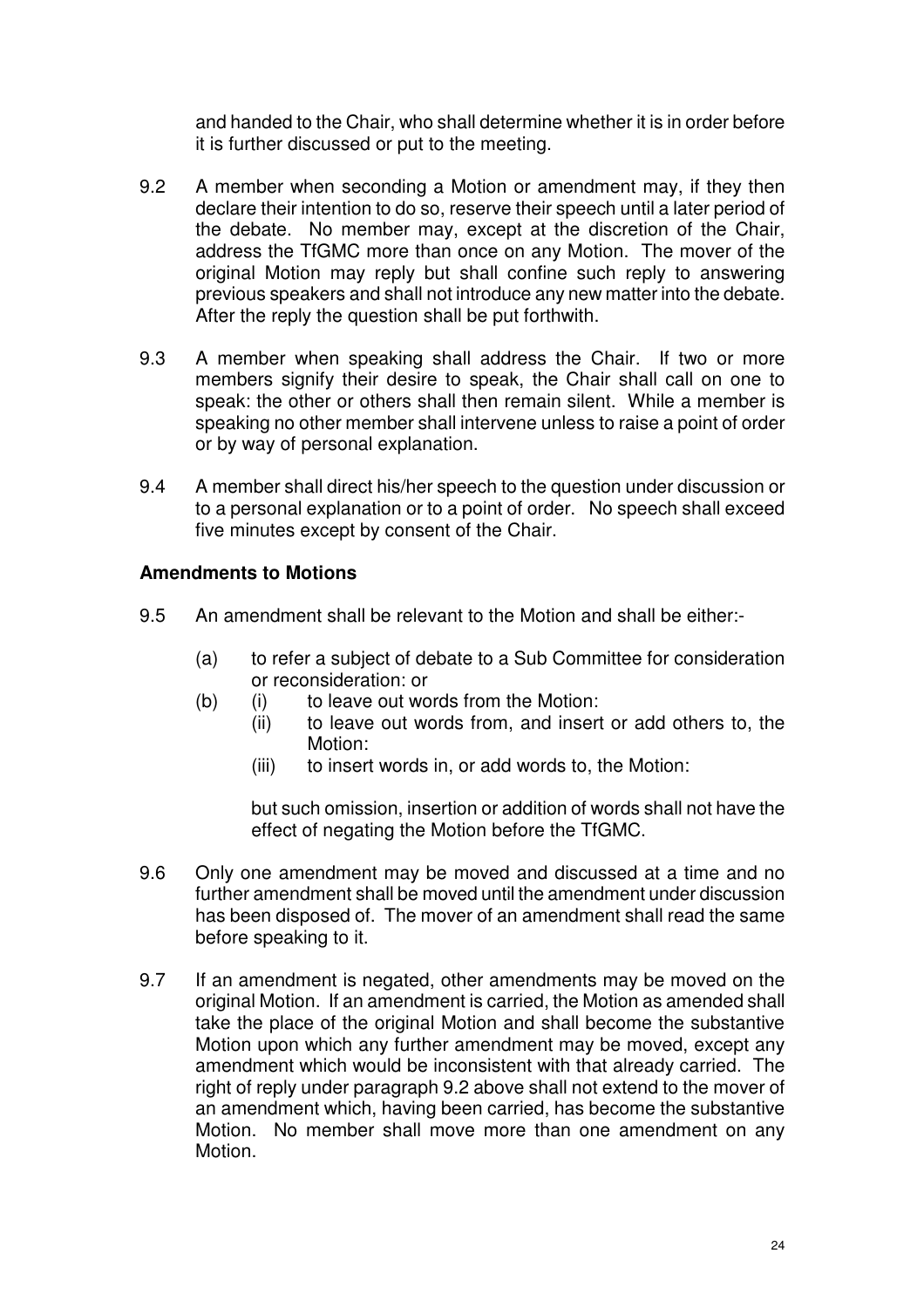and handed to the Chair, who shall determine whether it is in order before it is further discussed or put to the meeting.

9.2 A member when seconding a Motion or amendment may, if they then declare their intention to do so, reserve their speech until a later period of the debate. No member may, except at the discretion of the Chair, address the TfGMC more than once on any Motion. The mover of the original Motion may reply but shall confine such reply to answering previous speakers and shall not introduce any new matter into the debate. After the reply the question shall be put forthwith.

9.3 A member when speaking shall address the Chair. If two or more members signify their desire to speak, the Chair shall call on one to speak: the other or others shall then remain silent. While a member is speaking no other member shall intervene unless to raise a point of order or by way of personal explanation.

9.4 A member shall direct his/her speech to the question under discussion or to a personal explanation or to a point of order. No speech shall exceed five minutes except by consent of the Chair.

**Amendments to Motions**

9.5 An amendment shall be relevant to the Motion and shall be either:-

(a) to refer a subject of debate to a Sub Committee for consideration or reconsideration: or

(b) (i) to leave out words from the Motion:
   (ii) to leave out words from, and insert or add others to, the Motion:
   (iii) to insert words in, or add words to, the Motion:

but such omission, insertion or addition of words shall not have the effect of negating the Motion before the TfGMC.

9.6 Only one amendment may be moved and discussed at a time and no further amendment shall be moved until the amendment under discussion has been disposed of. The mover of an amendment shall read the same before speaking to it.

9.7 If an amendment is negated, other amendments may be moved on the original Motion. If an amendment is carried, the Motion as amended shall take the place of the original Motion and shall become the substantive Motion upon which any further amendment may be moved, except any amendment which would be inconsistent with that already carried. The right of reply under paragraph 9.2 above shall not extend to the mover of an amendment which, having been carried, has become the substantive Motion. No member shall move more than one amendment on any Motion.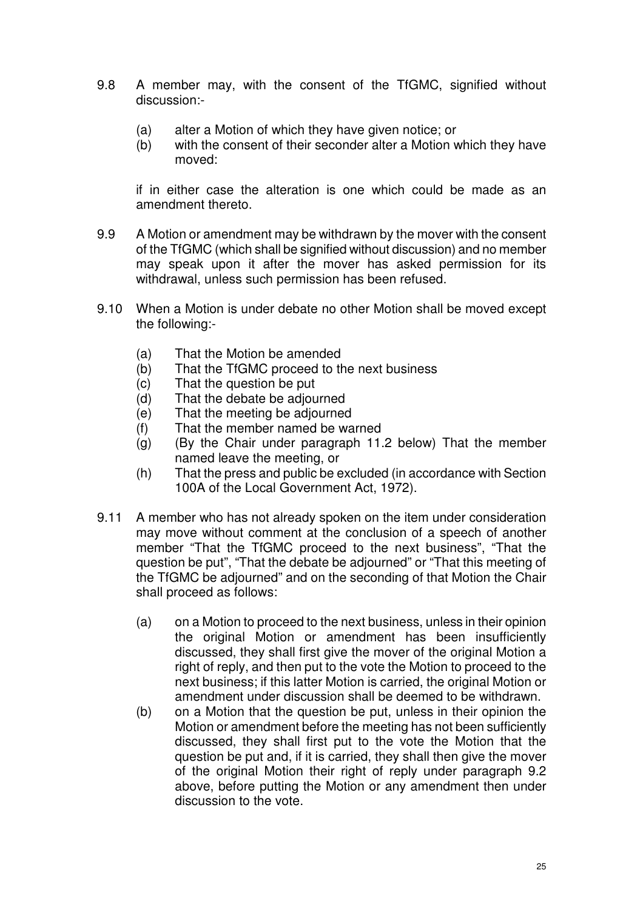9.8 A member may, with the consent of the TfGMC, signified without discussion:-

   (a) alter a Motion of which they have given notice; or
   (b) with the consent of their seconder alter a Motion which they have moved:

   if in either case the alteration is one which could be made as an amendment thereto.

9.9 A Motion or amendment may be withdrawn by the mover with the consent of the TfGMC (which shall be signified without discussion) and no member may speak upon it after the mover has asked permission for its withdrawal, unless such permission has been refused.

9.10 When a Motion is under debate no other Motion shall be moved except the following:-

   (a) That the Motion be amended
   (b) That the TfGMC proceed to the next business
   (c) That the question be put
   (d) That the debate be adjourned
   (e) That the meeting be adjourned
   (f) That the member named be warned
   (g) (By the Chair under paragraph 11.2 below) That the member named leave the meeting, or
   (h) That the press and public be excluded (in accordance with Section 100A of the Local Government Act, 1972).

9.11 A member who has not already spoken on the item under consideration may move without comment at the conclusion of a speech of another member "That the TfGMC proceed to the next business", "That the question be put", "That the debate be adjourned" or "That this meeting of the TfGMC be adjourned" and on the seconding of that Motion the Chair shall proceed as follows:

   (a) on a Motion to proceed to the next business, unless in their opinion the original Motion or amendment has been insufficiently discussed, they shall first give the mover of the original Motion a right of reply, and then put to the vote the Motion to proceed to the next business; if this latter Motion is carried, the original Motion or amendment under discussion shall be deemed to be withdrawn.
   (b) on a Motion that the question be put, unless in their opinion the Motion or amendment before the meeting has not been sufficiently discussed, they shall first put to the vote the Motion that the question be put and, if it is carried, they shall then give the mover of the original Motion their right of reply under paragraph 9.2 above, before putting the Motion or any amendment then under discussion to the vote.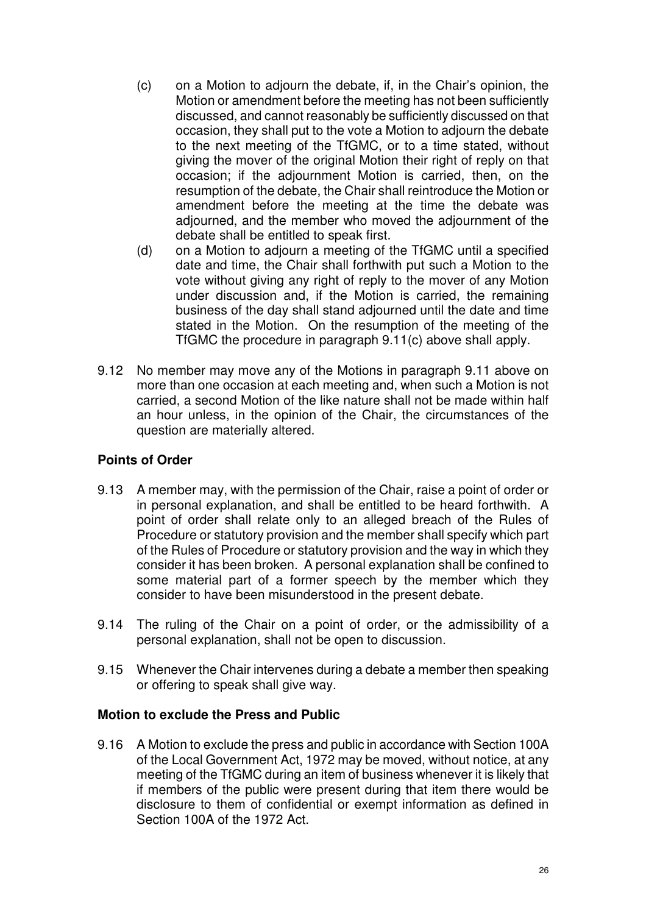(c) on a Motion to adjourn the debate, if, in the Chair's opinion, the Motion or amendment before the meeting has not been sufficiently discussed, and cannot reasonably be sufficiently discussed on that occasion, they shall put to the vote a Motion to adjourn the debate to the next meeting of the TfGMC, or to a time stated, without giving the mover of the original Motion their right of reply on that occasion; if the adjournment Motion is carried, then, on the resumption of the debate, the Chair shall reintroduce the Motion or amendment before the meeting at the time the debate was adjourned, and the member who moved the adjournment of the debate shall be entitled to speak first.

(d) on a Motion to adjourn a meeting of the TfGMC until a specified date and time, the Chair shall forthwith put such a Motion to the vote without giving any right of reply to the mover of any Motion under discussion and, if the Motion is carried, the remaining business of the day shall stand adjourned until the date and time stated in the Motion. On the resumption of the meeting of the TfGMC the procedure in paragraph 9.11(c) above shall apply.

9.12 No member may move any of the Motions in paragraph 9.11 above on more than one occasion at each meeting and, when such a Motion is not carried, a second Motion of the like nature shall not be made within half an hour unless, in the opinion of the Chair, the circumstances of the question are materially altered.

**Points of Order**

9.13 A member may, with the permission of the Chair, raise a point of order or in personal explanation, and shall be entitled to be heard forthwith. A point of order shall relate only to an alleged breach of the Rules of Procedure or statutory provision and the member shall specify which part of the Rules of Procedure or statutory provision and the way in which they consider it has been broken. A personal explanation shall be confined to some material part of a former speech by the member which they consider to have been misunderstood in the present debate.

9.14 The ruling of the Chair on a point of order, or the admissibility of a personal explanation, shall not be open to discussion.

9.15 Whenever the Chair intervenes during a debate a member then speaking or offering to speak shall give way.

**Motion to exclude the Press and Public**

9.16 A Motion to exclude the press and public in accordance with Section 100A of the Local Government Act, 1972 may be moved, without notice, at any meeting of the TfGMC during an item of business whenever it is likely that if members of the public were present during that item there would be disclosure to them of confidential or exempt information as defined in Section 100A of the 1972 Act.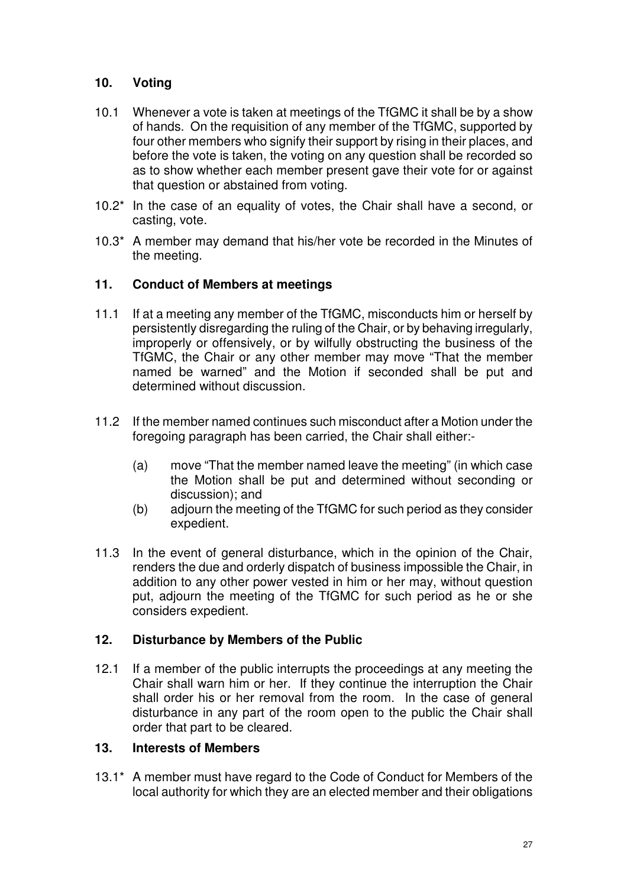## 10. Voting

10.1 Whenever a vote is taken at meetings of the TfGMC it shall be by a show of hands. On the requisition of any member of the TfGMC, supported by four other members who signify their support by rising in their places, and before the vote is taken, the voting on any question shall be recorded so as to show whether each member present gave their vote for or against that question or abstained from voting.

10.2* In the case of an equality of votes, the Chair shall have a second, or casting, vote.

10.3* A member may demand that his/her vote be recorded in the Minutes of the meeting.

## 11. Conduct of Members at meetings

11.1 If at a meeting any member of the TfGMC, misconducts him or herself by persistently disregarding the ruling of the Chair, or by behaving irregularly, improperly or offensively, or by wilfully obstructing the business of the TfGMC, the Chair or any other member may move "That the member named be warned" and the Motion if seconded shall be put and determined without discussion.

11.2 If the member named continues such misconduct after a Motion under the foregoing paragraph has been carried, the Chair shall either:-

(a) move "That the member named leave the meeting" (in which case the Motion shall be put and determined without seconding or discussion); and

(b) adjourn the meeting of the TfGMC for such period as they consider expedient.

11.3 In the event of general disturbance, which in the opinion of the Chair, renders the due and orderly dispatch of business impossible the Chair, in addition to any other power vested in him or her may, without question put, adjourn the meeting of the TfGMC for such period as he or she considers expedient.

## 12. Disturbance by Members of the Public

12.1 If a member of the public interrupts the proceedings at any meeting the Chair shall warn him or her. If they continue the interruption the Chair shall order his or her removal from the room. In the case of general disturbance in any part of the room open to the public the Chair shall order that part to be cleared.

## 13. Interests of Members

13.1* A member must have regard to the Code of Conduct for Members of the local authority for which they are an elected member and their obligations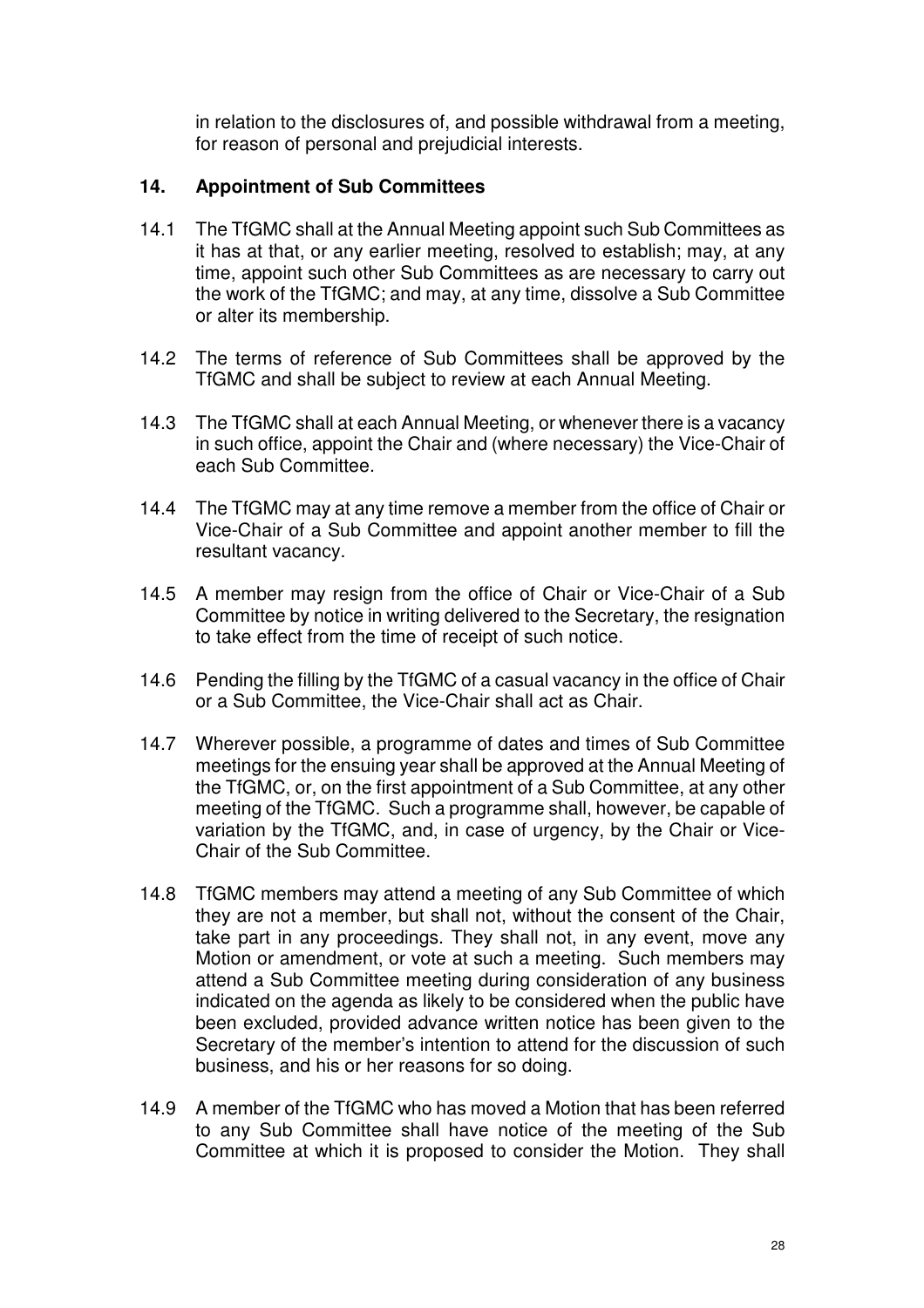in relation to the disclosures of, and possible withdrawal from a meeting, for reason of personal and prejudicial interests.

## 14. Appointment of Sub Committees

14.1 The TfGMC shall at the Annual Meeting appoint such Sub Committees as it has at that, or any earlier meeting, resolved to establish; may, at any time, appoint such other Sub Committees as are necessary to carry out the work of the TfGMC; and may, at any time, dissolve a Sub Committee or alter its membership.

14.2 The terms of reference of Sub Committees shall be approved by the TfGMC and shall be subject to review at each Annual Meeting.

14.3 The TfGMC shall at each Annual Meeting, or whenever there is a vacancy in such office, appoint the Chair and (where necessary) the Vice-Chair of each Sub Committee.

14.4 The TfGMC may at any time remove a member from the office of Chair or Vice-Chair of a Sub Committee and appoint another member to fill the resultant vacancy.

14.5 A member may resign from the office of Chair or Vice-Chair of a Sub Committee by notice in writing delivered to the Secretary, the resignation to take effect from the time of receipt of such notice.

14.6 Pending the filling by the TfGMC of a casual vacancy in the office of Chair or a Sub Committee, the Vice-Chair shall act as Chair.

14.7 Wherever possible, a programme of dates and times of Sub Committee meetings for the ensuing year shall be approved at the Annual Meeting of the TfGMC, or, on the first appointment of a Sub Committee, at any other meeting of the TfGMC. Such a programme shall, however, be capable of variation by the TfGMC, and, in case of urgency, by the Chair or Vice-Chair of the Sub Committee.

14.8 TfGMC members may attend a meeting of any Sub Committee of which they are not a member, but shall not, without the consent of the Chair, take part in any proceedings. They shall not, in any event, move any Motion or amendment, or vote at such a meeting. Such members may attend a Sub Committee meeting during consideration of any business indicated on the agenda as likely to be considered when the public have been excluded, provided advance written notice has been given to the Secretary of the member's intention to attend for the discussion of such business, and his or her reasons for so doing.

14.9 A member of the TfGMC who has moved a Motion that has been referred to any Sub Committee shall have notice of the meeting of the Sub Committee at which it is proposed to consider the Motion. They shall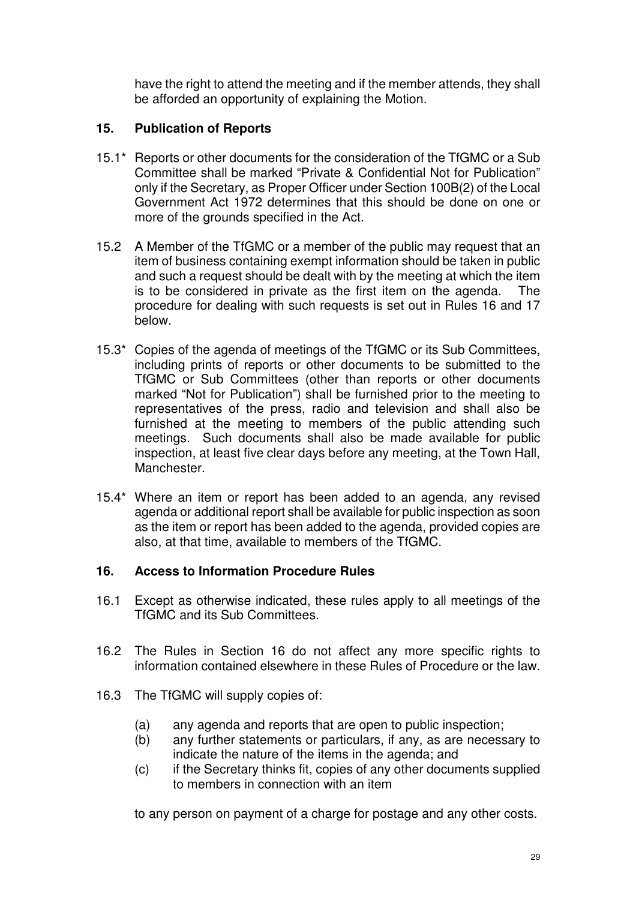have the right to attend the meeting and if the member attends, they shall be afforded an opportunity of explaining the Motion.

## 15. Publication of Reports

15.1* Reports or other documents for the consideration of the TfGMC or a Sub Committee shall be marked "Private & Confidential Not for Publication" only if the Secretary, as Proper Officer under Section 100B(2) of the Local Government Act 1972 determines that this should be done on one or more of the grounds specified in the Act.

15.2 A Member of the TfGMC or a member of the public may request that an item of business containing exempt information should be taken in public and such a request should be dealt with by the meeting at which the item is to be considered in private as the first item on the agenda. The procedure for dealing with such requests is set out in Rules 16 and 17 below.

15.3* Copies of the agenda of meetings of the TfGMC or its Sub Committees, including prints of reports or other documents to be submitted to the TfGMC or Sub Committees (other than reports or other documents marked "Not for Publication") shall be furnished prior to the meeting to representatives of the press, radio and television and shall also be furnished at the meeting to members of the public attending such meetings. Such documents shall also be made available for public inspection, at least five clear days before any meeting, at the Town Hall, Manchester.

15.4* Where an item or report has been added to an agenda, any revised agenda or additional report shall be available for public inspection as soon as the item or report has been added to the agenda, provided copies are also, at that time, available to members of the TfGMC.

## 16. Access to Information Procedure Rules

16.1 Except as otherwise indicated, these rules apply to all meetings of the TfGMC and its Sub Committees.

16.2 The Rules in Section 16 do not affect any more specific rights to information contained elsewhere in these Rules of Procedure or the law.

16.3 The TfGMC will supply copies of:

(a) any agenda and reports that are open to public inspection;
(b) any further statements or particulars, if any, as are necessary to indicate the nature of the items in the agenda; and
(c) if the Secretary thinks fit, copies of any other documents supplied to members in connection with an item

to any person on payment of a charge for postage and any other costs.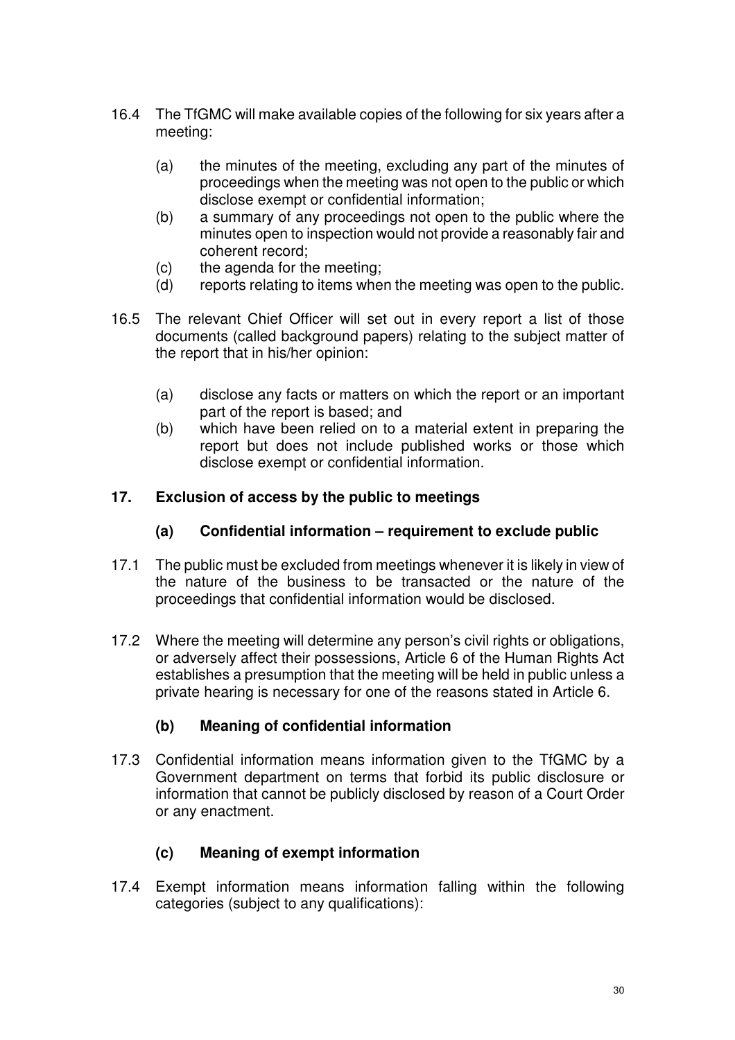16.4 The TfGMC will make available copies of the following for six years after a meeting:

(a) the minutes of the meeting, excluding any part of the minutes of proceedings when the meeting was not open to the public or which disclose exempt or confidential information;
(b) a summary of any proceedings not open to the public where the minutes open to inspection would not provide a reasonably fair and coherent record;
(c) the agenda for the meeting;
(d) reports relating to items when the meeting was open to the public.

16.5 The relevant Chief Officer will set out in every report a list of those documents (called background papers) relating to the subject matter of the report that in his/her opinion:

(a) disclose any facts or matters on which the report or an important part of the report is based; and
(b) which have been relied on to a material extent in preparing the report but does not include published works or those which disclose exempt or confidential information.

## 17. Exclusion of access by the public to meetings

### (a) Confidential information – requirement to exclude public

17.1 The public must be excluded from meetings whenever it is likely in view of the nature of the business to be transacted or the nature of the proceedings that confidential information would be disclosed.

17.2 Where the meeting will determine any person's civil rights or obligations, or adversely affect their possessions, Article 6 of the Human Rights Act establishes a presumption that the meeting will be held in public unless a private hearing is necessary for one of the reasons stated in Article 6.

### (b) Meaning of confidential information

17.3 Confidential information means information given to the TfGMC by a Government department on terms that forbid its public disclosure or information that cannot be publicly disclosed by reason of a Court Order or any enactment.

### (c) Meaning of exempt information

17.4 Exempt information means information falling within the following categories (subject to any qualifications):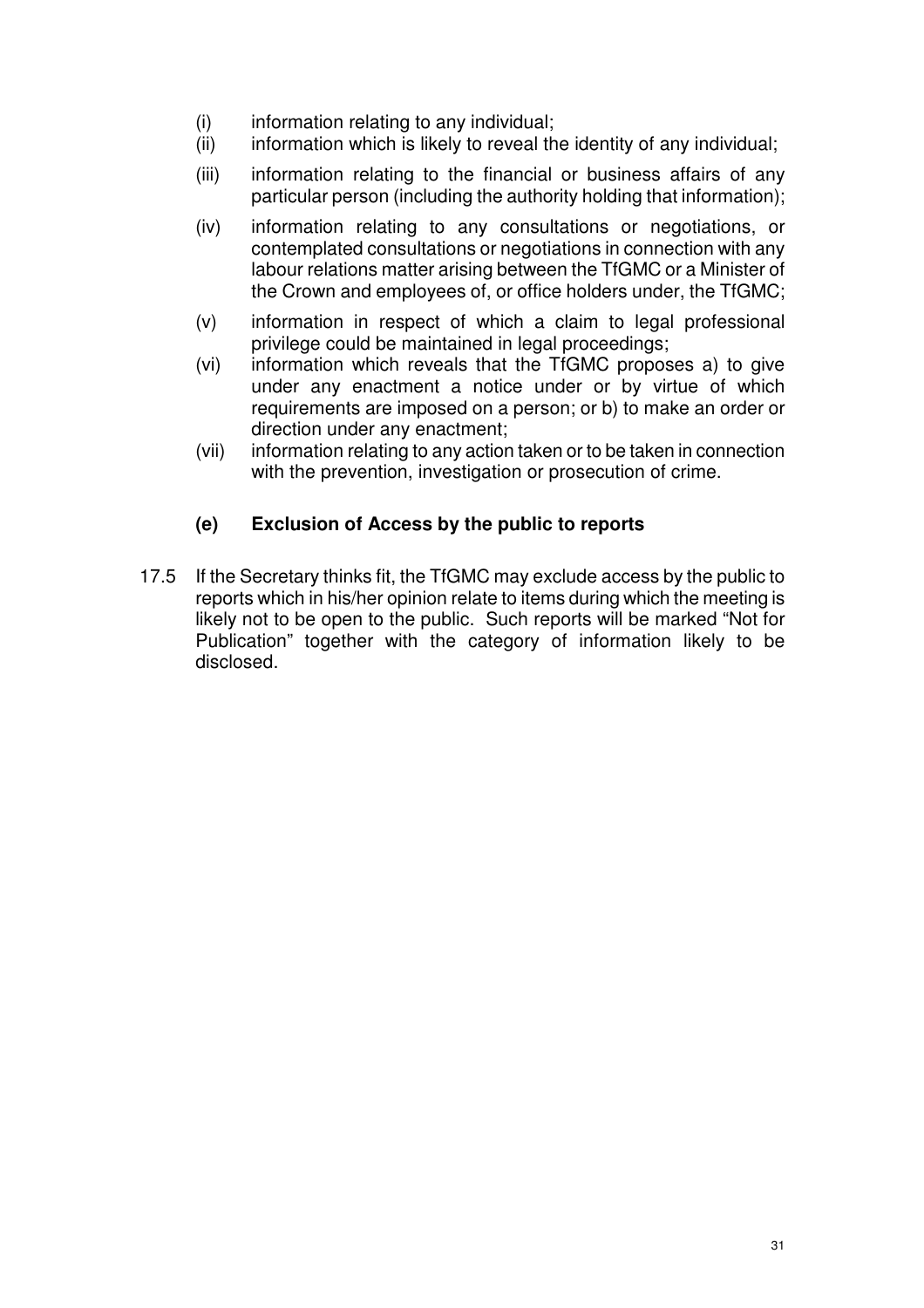(i) information relating to any individual;

(ii) information which is likely to reveal the identity of any individual;

(iii) information relating to the financial or business affairs of any particular person (including the authority holding that information);

(iv) information relating to any consultations or negotiations, or contemplated consultations or negotiations in connection with any labour relations matter arising between the TfGMC or a Minister of the Crown and employees of, or office holders under, the TfGMC;

(v) information in respect of which a claim to legal professional privilege could be maintained in legal proceedings;

(vi) information which reveals that the TfGMC proposes a) to give under any enactment a notice under or by virtue of which requirements are imposed on a person; or b) to make an order or direction under any enactment;

(vii) information relating to any action taken or to be taken in connection with the prevention, investigation or prosecution of crime.

**(e) Exclusion of Access by the public to reports**

17.5 If the Secretary thinks fit, the TfGMC may exclude access by the public to reports which in his/her opinion relate to items during which the meeting is likely not to be open to the public. Such reports will be marked "Not for Publication" together with the category of information likely to be disclosed.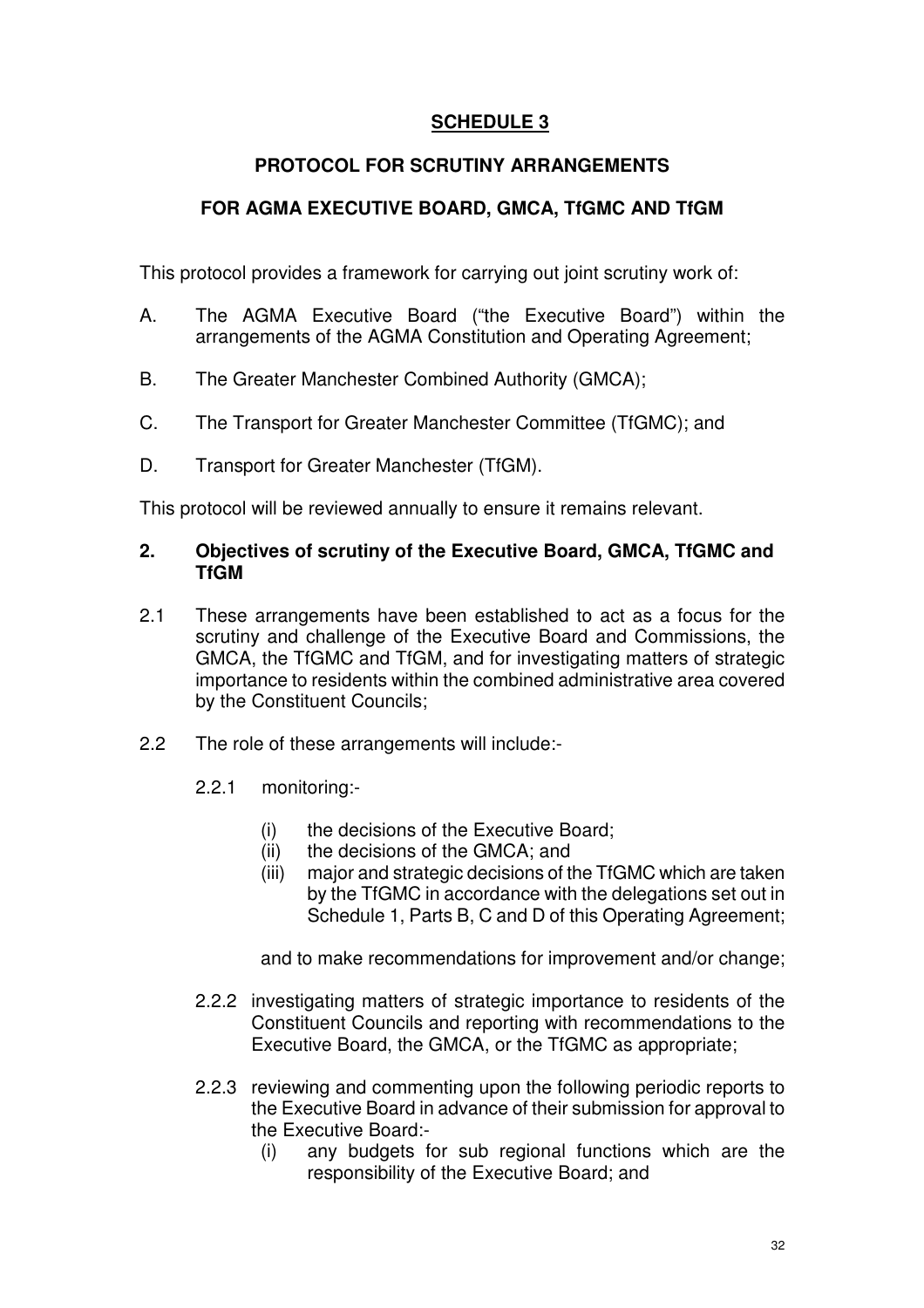# SCHEDULE 3

## PROTOCOL FOR SCRUTINY ARRANGEMENTS

## FOR AGMA EXECUTIVE BOARD, GMCA, TfGMC AND TfGM

This protocol provides a framework for carrying out joint scrutiny work of:

A. The AGMA Executive Board ("the Executive Board") within the arrangements of the AGMA Constitution and Operating Agreement;

B. The Greater Manchester Combined Authority (GMCA);

C. The Transport for Greater Manchester Committee (TfGMC); and

D. Transport for Greater Manchester (TfGM).

This protocol will be reviewed annually to ensure it remains relevant.

### 2. Objectives of scrutiny of the Executive Board, GMCA, TfGMC and TfGM

2.1 These arrangements have been established to act as a focus for the scrutiny and challenge of the Executive Board and Commissions, the GMCA, the TfGMC and TfGM, and for investigating matters of strategic importance to residents within the combined administrative area covered by the Constituent Councils;

2.2 The role of these arrangements will include:-

2.2.1 monitoring:-

(i) the decisions of the Executive Board;
(ii) the decisions of the GMCA; and
(iii) major and strategic decisions of the TfGMC which are taken by the TfGMC in accordance with the delegations set out in Schedule 1, Parts B, C and D of this Operating Agreement;

and to make recommendations for improvement and/or change;

2.2.2 investigating matters of strategic importance to residents of the Constituent Councils and reporting with recommendations to the Executive Board, the GMCA, or the TfGMC as appropriate;

2.2.3 reviewing and commenting upon the following periodic reports to the Executive Board in advance of their submission for approval to the Executive Board:-

(i) any budgets for sub regional functions which are the responsibility of the Executive Board; and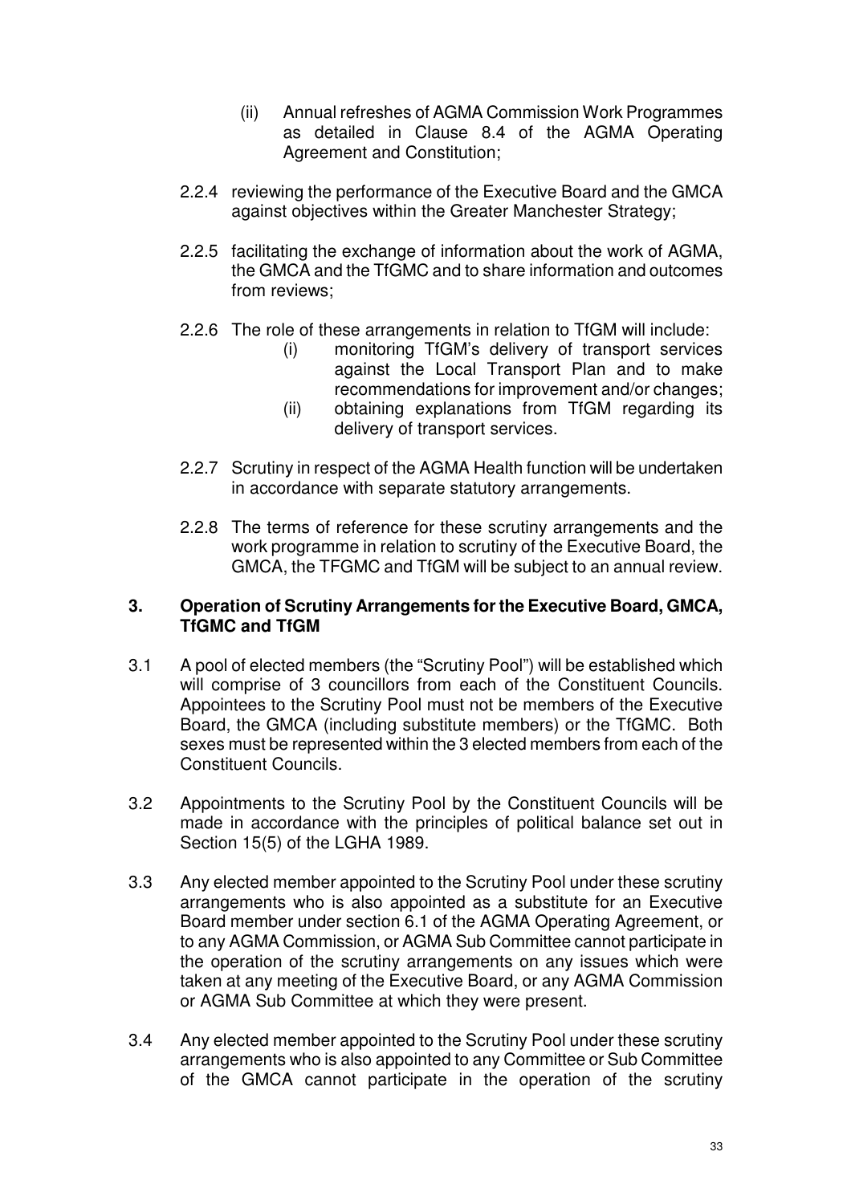(ii) Annual refreshes of AGMA Commission Work Programmes as detailed in Clause 8.4 of the AGMA Operating Agreement and Constitution;

2.2.4 reviewing the performance of the Executive Board and the GMCA against objectives within the Greater Manchester Strategy;

2.2.5 facilitating the exchange of information about the work of AGMA, the GMCA and the TfGMC and to share information and outcomes from reviews;

2.2.6 The role of these arrangements in relation to TfGM will include:

(i) monitoring TfGM's delivery of transport services against the Local Transport Plan and to make recommendations for improvement and/or changes;

(ii) obtaining explanations from TfGM regarding its delivery of transport services.

2.2.7 Scrutiny in respect of the AGMA Health function will be undertaken in accordance with separate statutory arrangements.

2.2.8 The terms of reference for these scrutiny arrangements and the work programme in relation to scrutiny of the Executive Board, the GMCA, the TFGMC and TfGM will be subject to an annual review.

## 3. Operation of Scrutiny Arrangements for the Executive Board, GMCA, TfGMC and TfGM

3.1 A pool of elected members (the "Scrutiny Pool") will be established which will comprise of 3 councillors from each of the Constituent Councils. Appointees to the Scrutiny Pool must not be members of the Executive Board, the GMCA (including substitute members) or the TfGMC. Both sexes must be represented within the 3 elected members from each of the Constituent Councils.

3.2 Appointments to the Scrutiny Pool by the Constituent Councils will be made in accordance with the principles of political balance set out in Section 15(5) of the LGHA 1989.

3.3 Any elected member appointed to the Scrutiny Pool under these scrutiny arrangements who is also appointed as a substitute for an Executive Board member under section 6.1 of the AGMA Operating Agreement, or to any AGMA Commission, or AGMA Sub Committee cannot participate in the operation of the scrutiny arrangements on any issues which were taken at any meeting of the Executive Board, or any AGMA Commission or AGMA Sub Committee at which they were present.

3.4 Any elected member appointed to the Scrutiny Pool under these scrutiny arrangements who is also appointed to any Committee or Sub Committee of the GMCA cannot participate in the operation of the scrutiny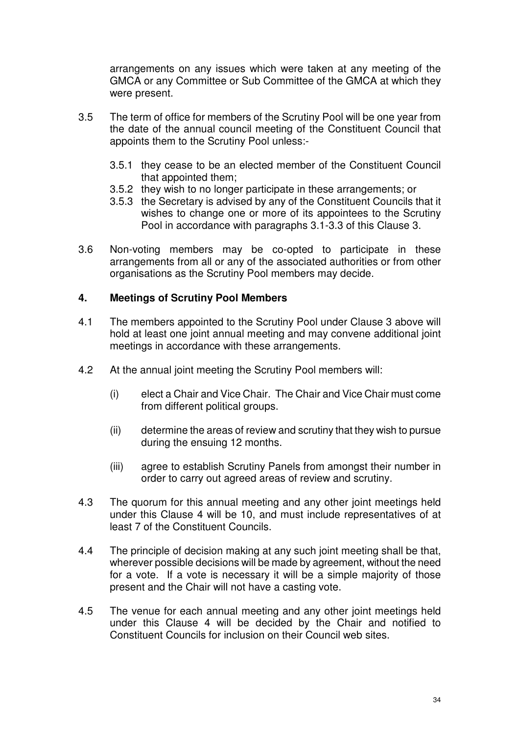arrangements on any issues which were taken at any meeting of the GMCA or any Committee or Sub Committee of the GMCA at which they were present.

3.5 The term of office for members of the Scrutiny Pool will be one year from the date of the annual council meeting of the Constituent Council that appoints them to the Scrutiny Pool unless:-

3.5.1 they cease to be an elected member of the Constituent Council that appointed them;

3.5.2 they wish to no longer participate in these arrangements; or

3.5.3 the Secretary is advised by any of the Constituent Councils that it wishes to change one or more of its appointees to the Scrutiny Pool in accordance with paragraphs 3.1-3.3 of this Clause 3.

3.6 Non-voting members may be co-opted to participate in these arrangements from all or any of the associated authorities or from other organisations as the Scrutiny Pool members may decide.

## 4. Meetings of Scrutiny Pool Members

4.1 The members appointed to the Scrutiny Pool under Clause 3 above will hold at least one joint annual meeting and may convene additional joint meetings in accordance with these arrangements.

4.2 At the annual joint meeting the Scrutiny Pool members will:

(i) elect a Chair and Vice Chair. The Chair and Vice Chair must come from different political groups.

(ii) determine the areas of review and scrutiny that they wish to pursue during the ensuing 12 months.

(iii) agree to establish Scrutiny Panels from amongst their number in order to carry out agreed areas of review and scrutiny.

4.3 The quorum for this annual meeting and any other joint meetings held under this Clause 4 will be 10, and must include representatives of at least 7 of the Constituent Councils.

4.4 The principle of decision making at any such joint meeting shall be that, wherever possible decisions will be made by agreement, without the need for a vote. If a vote is necessary it will be a simple majority of those present and the Chair will not have a casting vote.

4.5 The venue for each annual meeting and any other joint meetings held under this Clause 4 will be decided by the Chair and notified to Constituent Councils for inclusion on their Council web sites.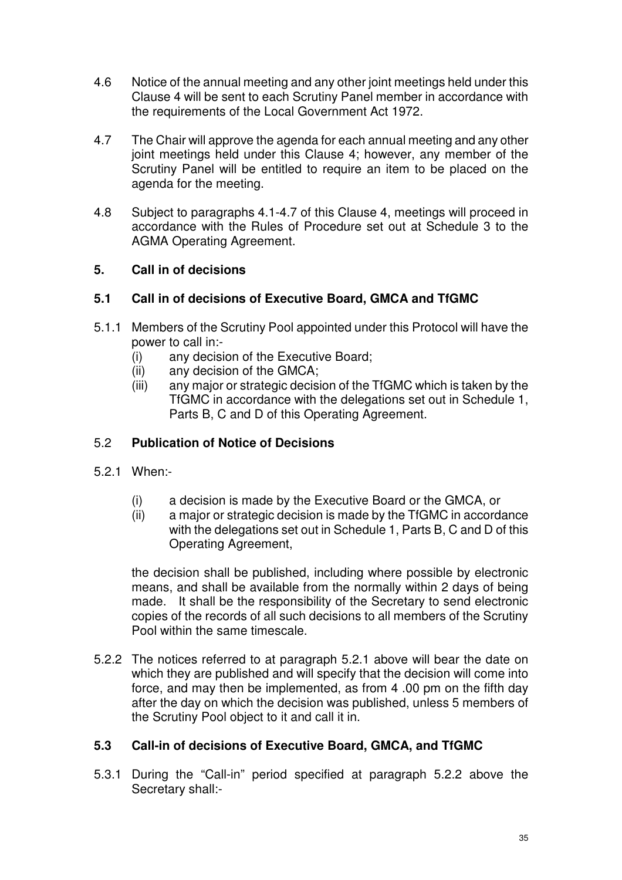4.6 Notice of the annual meeting and any other joint meetings held under this Clause 4 will be sent to each Scrutiny Panel member in accordance with the requirements of the Local Government Act 1972.

4.7 The Chair will approve the agenda for each annual meeting and any other joint meetings held under this Clause 4; however, any member of the Scrutiny Panel will be entitled to require an item to be placed on the agenda for the meeting.

4.8 Subject to paragraphs 4.1-4.7 of this Clause 4, meetings will proceed in accordance with the Rules of Procedure set out at Schedule 3 to the AGMA Operating Agreement.

## 5. Call in of decisions

### 5.1 Call in of decisions of Executive Board, GMCA and TfGMC

5.1.1 Members of the Scrutiny Pool appointed under this Protocol will have the power to call in:-

- (i) any decision of the Executive Board;
- (ii) any decision of the GMCA;
- (iii) any major or strategic decision of the TfGMC which is taken by the TfGMC in accordance with the delegations set out in Schedule 1, Parts B, C and D of this Operating Agreement.

### 5.2 Publication of Notice of Decisions

5.2.1 When:-

- (i) a decision is made by the Executive Board or the GMCA, or
- (ii) a major or strategic decision is made by the TfGMC in accordance with the delegations set out in Schedule 1, Parts B, C and D of this Operating Agreement,

the decision shall be published, including where possible by electronic means, and shall be available from the normally within 2 days of being made. It shall be the responsibility of the Secretary to send electronic copies of the records of all such decisions to all members of the Scrutiny Pool within the same timescale.

5.2.2 The notices referred to at paragraph 5.2.1 above will bear the date on which they are published and will specify that the decision will come into force, and may then be implemented, as from 4 .00 pm on the fifth day after the day on which the decision was published, unless 5 members of the Scrutiny Pool object to it and call it in.

### 5.3 Call-in of decisions of Executive Board, GMCA, and TfGMC

5.3.1 During the "Call-in" period specified at paragraph 5.2.2 above the Secretary shall:-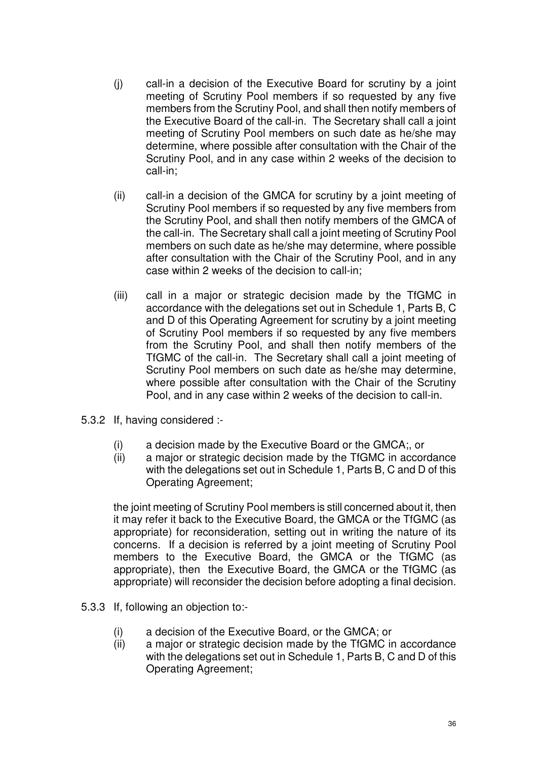(j) call-in a decision of the Executive Board for scrutiny by a joint meeting of Scrutiny Pool members if so requested by any five members from the Scrutiny Pool, and shall then notify members of the Executive Board of the call-in. The Secretary shall call a joint meeting of Scrutiny Pool members on such date as he/she may determine, where possible after consultation with the Chair of the Scrutiny Pool, and in any case within 2 weeks of the decision to call-in;

(ii) call-in a decision of the GMCA for scrutiny by a joint meeting of Scrutiny Pool members if so requested by any five members from the Scrutiny Pool, and shall then notify members of the GMCA of the call-in. The Secretary shall call a joint meeting of Scrutiny Pool members on such date as he/she may determine, where possible after consultation with the Chair of the Scrutiny Pool, and in any case within 2 weeks of the decision to call-in;

(iii) call in a major or strategic decision made by the TfGMC in accordance with the delegations set out in Schedule 1, Parts B, C and D of this Operating Agreement for scrutiny by a joint meeting of Scrutiny Pool members if so requested by any five members from the Scrutiny Pool, and shall then notify members of the TfGMC of the call-in. The Secretary shall call a joint meeting of Scrutiny Pool members on such date as he/she may determine, where possible after consultation with the Chair of the Scrutiny Pool, and in any case within 2 weeks of the decision to call-in.

5.3.2 If, having considered :-

(i) a decision made by the Executive Board or the GMCA;, or
(ii) a major or strategic decision made by the TfGMC in accordance with the delegations set out in Schedule 1, Parts B, C and D of this Operating Agreement;

the joint meeting of Scrutiny Pool members is still concerned about it, then it may refer it back to the Executive Board, the GMCA or the TfGMC (as appropriate) for reconsideration, setting out in writing the nature of its concerns. If a decision is referred by a joint meeting of Scrutiny Pool members to the Executive Board, the GMCA or the TfGMC (as appropriate), then the Executive Board, the GMCA or the TfGMC (as appropriate) will reconsider the decision before adopting a final decision.

5.3.3 If, following an objection to:-

(i) a decision of the Executive Board, or the GMCA; or
(ii) a major or strategic decision made by the TfGMC in accordance with the delegations set out in Schedule 1, Parts B, C and D of this Operating Agreement;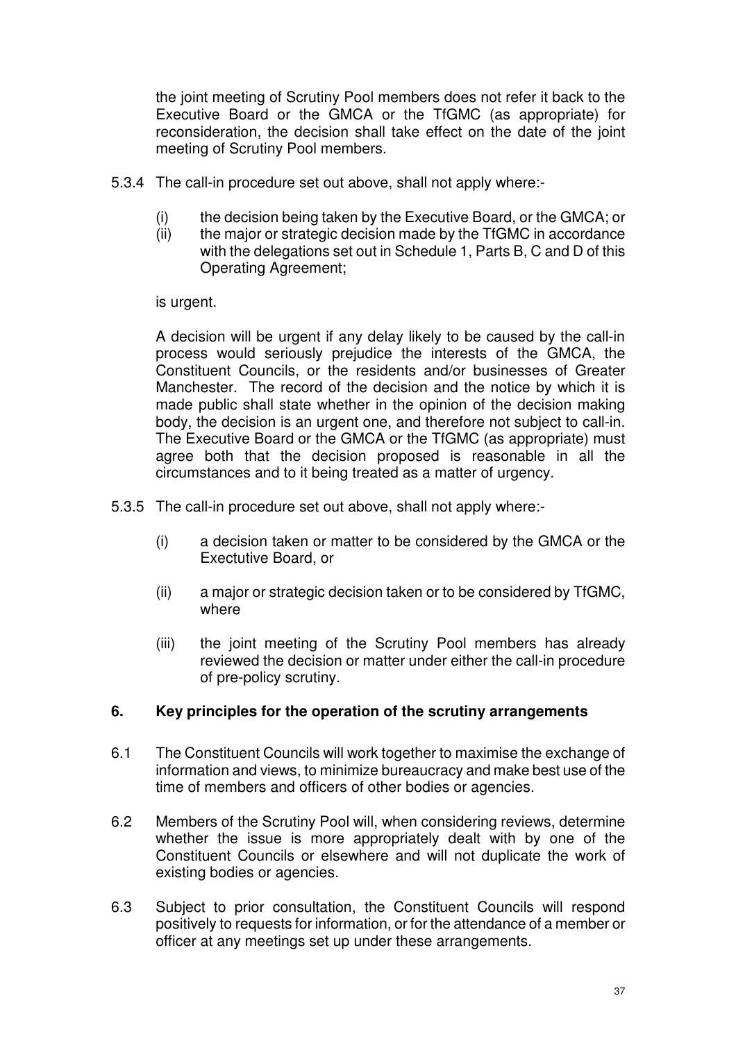the joint meeting of Scrutiny Pool members does not refer it back to the Executive Board or the GMCA or the TfGMC (as appropriate) for reconsideration, the decision shall take effect on the date of the joint meeting of Scrutiny Pool members.

5.3.4 The call-in procedure set out above, shall not apply where:-

(i) the decision being taken by the Executive Board, or the GMCA; or
(ii) the major or strategic decision made by the TfGMC in accordance with the delegations set out in Schedule 1, Parts B, C and D of this Operating Agreement;

is urgent.

A decision will be urgent if any delay likely to be caused by the call-in process would seriously prejudice the interests of the GMCA, the Constituent Councils, or the residents and/or businesses of Greater Manchester. The record of the decision and the notice by which it is made public shall state whether in the opinion of the decision making body, the decision is an urgent one, and therefore not subject to call-in. The Executive Board or the GMCA or the TfGMC (as appropriate) must agree both that the decision proposed is reasonable in all the circumstances and to it being treated as a matter of urgency.

5.3.5 The call-in procedure set out above, shall not apply where:-

(i) a decision taken or matter to be considered by the GMCA or the Exectutive Board, or

(ii) a major or strategic decision taken or to be considered by TfGMC, where

(iii) the joint meeting of the Scrutiny Pool members has already reviewed the decision or matter under either the call-in procedure of pre-policy scrutiny.

## 6. Key principles for the operation of the scrutiny arrangements

6.1 The Constituent Councils will work together to maximise the exchange of information and views, to minimize bureaucracy and make best use of the time of members and officers of other bodies or agencies.

6.2 Members of the Scrutiny Pool will, when considering reviews, determine whether the issue is more appropriately dealt with by one of the Constituent Councils or elsewhere and will not duplicate the work of existing bodies or agencies.

6.3 Subject to prior consultation, the Constituent Councils will respond positively to requests for information, or for the attendance of a member or officer at any meetings set up under these arrangements.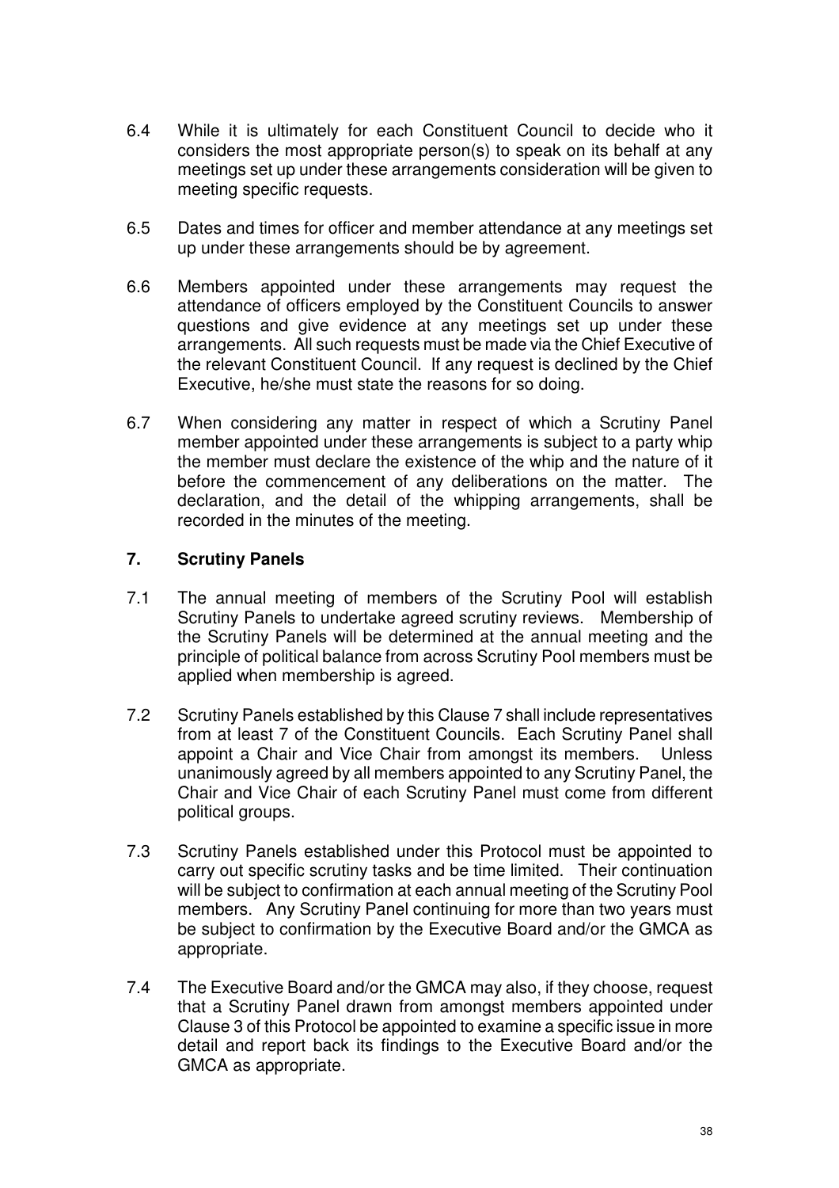6.4 While it is ultimately for each Constituent Council to decide who it considers the most appropriate person(s) to speak on its behalf at any meetings set up under these arrangements consideration will be given to meeting specific requests.

6.5 Dates and times for officer and member attendance at any meetings set up under these arrangements should be by agreement.

6.6 Members appointed under these arrangements may request the attendance of officers employed by the Constituent Councils to answer questions and give evidence at any meetings set up under these arrangements. All such requests must be made via the Chief Executive of the relevant Constituent Council. If any request is declined by the Chief Executive, he/she must state the reasons for so doing.

6.7 When considering any matter in respect of which a Scrutiny Panel member appointed under these arrangements is subject to a party whip the member must declare the existence of the whip and the nature of it before the commencement of any deliberations on the matter. The declaration, and the detail of the whipping arrangements, shall be recorded in the minutes of the meeting.

## 7. Scrutiny Panels

7.1 The annual meeting of members of the Scrutiny Pool will establish Scrutiny Panels to undertake agreed scrutiny reviews. Membership of the Scrutiny Panels will be determined at the annual meeting and the principle of political balance from across Scrutiny Pool members must be applied when membership is agreed.

7.2 Scrutiny Panels established by this Clause 7 shall include representatives from at least 7 of the Constituent Councils. Each Scrutiny Panel shall appoint a Chair and Vice Chair from amongst its members. Unless unanimously agreed by all members appointed to any Scrutiny Panel, the Chair and Vice Chair of each Scrutiny Panel must come from different political groups.

7.3 Scrutiny Panels established under this Protocol must be appointed to carry out specific scrutiny tasks and be time limited. Their continuation will be subject to confirmation at each annual meeting of the Scrutiny Pool members. Any Scrutiny Panel continuing for more than two years must be subject to confirmation by the Executive Board and/or the GMCA as appropriate.

7.4 The Executive Board and/or the GMCA may also, if they choose, request that a Scrutiny Panel drawn from amongst members appointed under Clause 3 of this Protocol be appointed to examine a specific issue in more detail and report back its findings to the Executive Board and/or the GMCA as appropriate.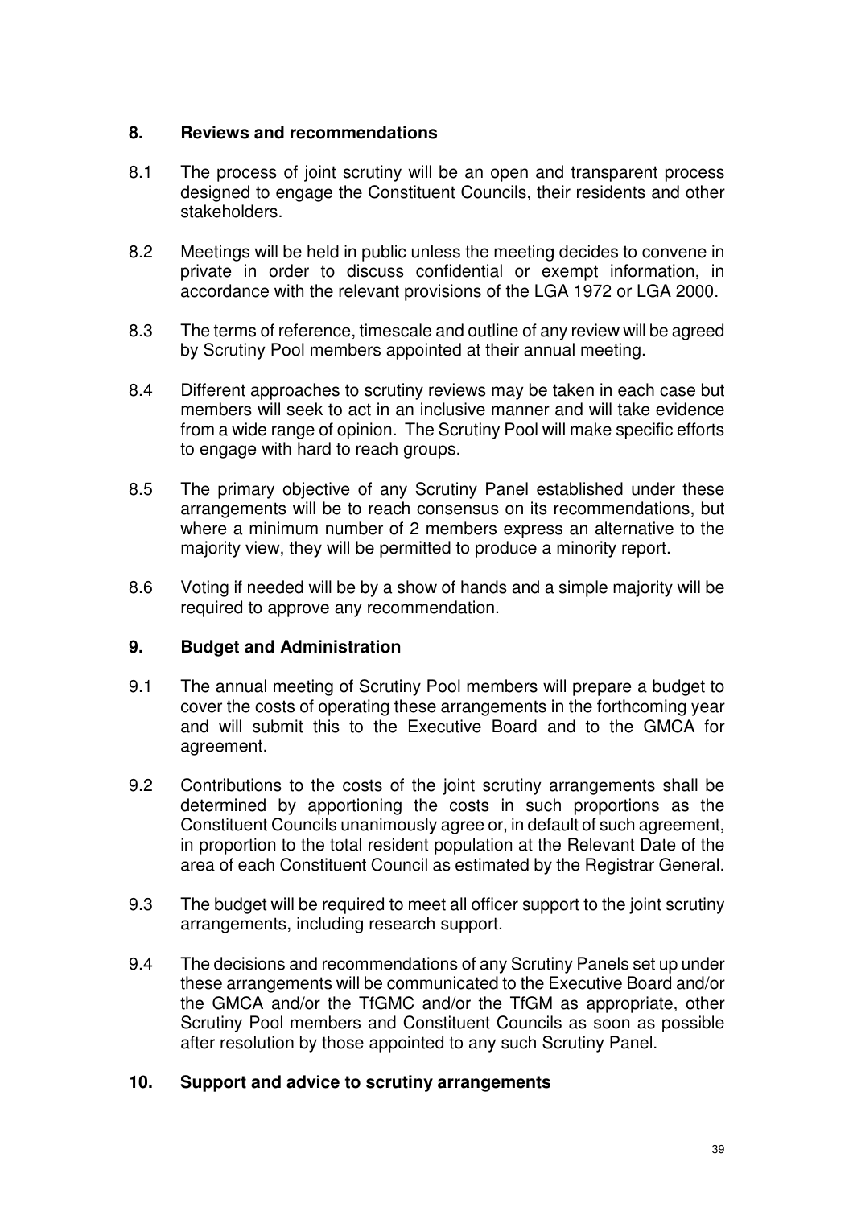## 8. Reviews and recommendations

8.1 The process of joint scrutiny will be an open and transparent process designed to engage the Constituent Councils, their residents and other stakeholders.

8.2 Meetings will be held in public unless the meeting decides to convene in private in order to discuss confidential or exempt information, in accordance with the relevant provisions of the LGA 1972 or LGA 2000.

8.3 The terms of reference, timescale and outline of any review will be agreed by Scrutiny Pool members appointed at their annual meeting.

8.4 Different approaches to scrutiny reviews may be taken in each case but members will seek to act in an inclusive manner and will take evidence from a wide range of opinion. The Scrutiny Pool will make specific efforts to engage with hard to reach groups.

8.5 The primary objective of any Scrutiny Panel established under these arrangements will be to reach consensus on its recommendations, but where a minimum number of 2 members express an alternative to the majority view, they will be permitted to produce a minority report.

8.6 Voting if needed will be by a show of hands and a simple majority will be required to approve any recommendation.

## 9. Budget and Administration

9.1 The annual meeting of Scrutiny Pool members will prepare a budget to cover the costs of operating these arrangements in the forthcoming year and will submit this to the Executive Board and to the GMCA for agreement.

9.2 Contributions to the costs of the joint scrutiny arrangements shall be determined by apportioning the costs in such proportions as the Constituent Councils unanimously agree or, in default of such agreement, in proportion to the total resident population at the Relevant Date of the area of each Constituent Council as estimated by the Registrar General.

9.3 The budget will be required to meet all officer support to the joint scrutiny arrangements, including research support.

9.4 The decisions and recommendations of any Scrutiny Panels set up under these arrangements will be communicated to the Executive Board and/or the GMCA and/or the TfGMC and/or the TfGM as appropriate, other Scrutiny Pool members and Constituent Councils as soon as possible after resolution by those appointed to any such Scrutiny Panel.

## 10. Support and advice to scrutiny arrangements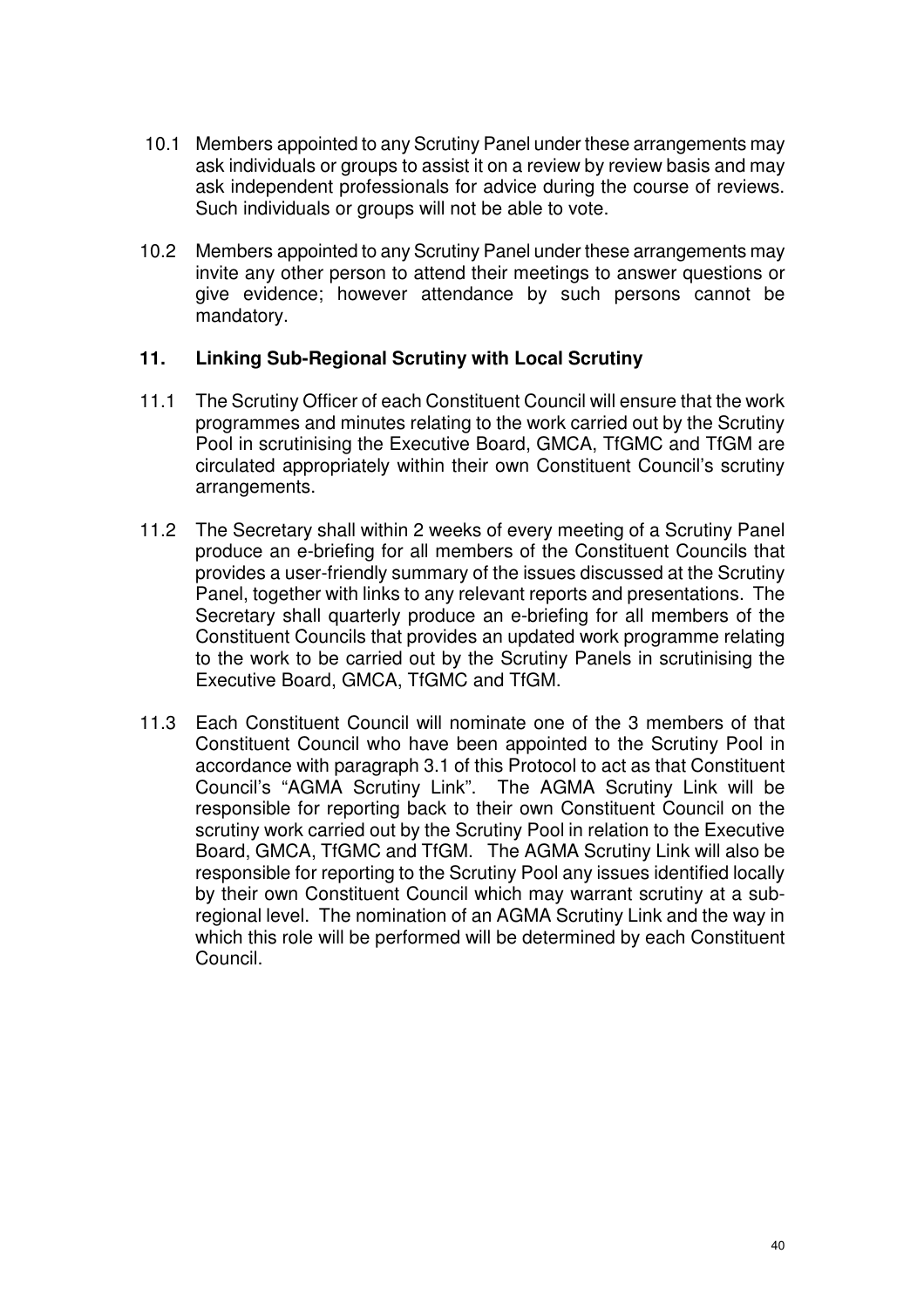10.1 Members appointed to any Scrutiny Panel under these arrangements may ask individuals or groups to assist it on a review by review basis and may ask independent professionals for advice during the course of reviews. Such individuals or groups will not be able to vote.

10.2 Members appointed to any Scrutiny Panel under these arrangements may invite any other person to attend their meetings to answer questions or give evidence; however attendance by such persons cannot be mandatory.

## 11. Linking Sub-Regional Scrutiny with Local Scrutiny

11.1 The Scrutiny Officer of each Constituent Council will ensure that the work programmes and minutes relating to the work carried out by the Scrutiny Pool in scrutinising the Executive Board, GMCA, TfGMC and TfGM are circulated appropriately within their own Constituent Council's scrutiny arrangements.

11.2 The Secretary shall within 2 weeks of every meeting of a Scrutiny Panel produce an e-briefing for all members of the Constituent Councils that provides a user-friendly summary of the issues discussed at the Scrutiny Panel, together with links to any relevant reports and presentations. The Secretary shall quarterly produce an e-briefing for all members of the Constituent Councils that provides an updated work programme relating to the work to be carried out by the Scrutiny Panels in scrutinising the Executive Board, GMCA, TfGMC and TfGM.

11.3 Each Constituent Council will nominate one of the 3 members of that Constituent Council who have been appointed to the Scrutiny Pool in accordance with paragraph 3.1 of this Protocol to act as that Constituent Council's "AGMA Scrutiny Link". The AGMA Scrutiny Link will be responsible for reporting back to their own Constituent Council on the scrutiny work carried out by the Scrutiny Pool in relation to the Executive Board, GMCA, TfGMC and TfGM. The AGMA Scrutiny Link will also be responsible for reporting to the Scrutiny Pool any issues identified locally by their own Constituent Council which may warrant scrutiny at a sub-regional level. The nomination of an AGMA Scrutiny Link and the way in which this role will be performed will be determined by each Constituent Council.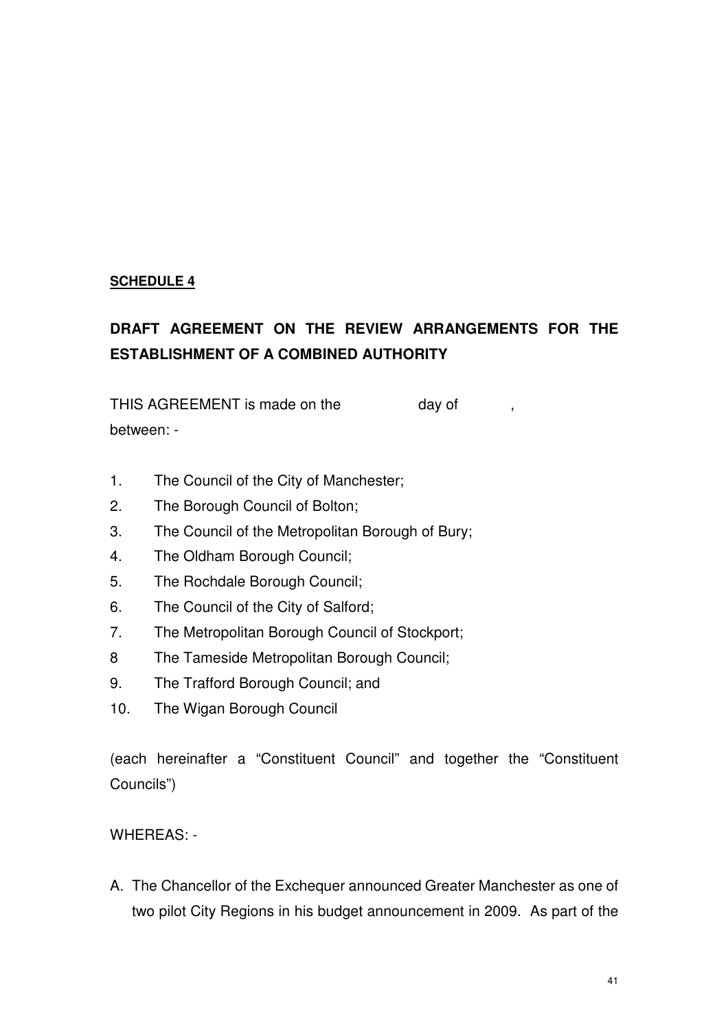**SCHEDULE 4**

**DRAFT AGREEMENT ON THE REVIEW ARRANGEMENTS FOR THE ESTABLISHMENT OF A COMBINED AUTHORITY**

THIS AGREEMENT is made on the day of ,
between: -

1. The Council of the City of Manchester;
2. The Borough Council of Bolton;
3. The Council of the Metropolitan Borough of Bury;
4. The Oldham Borough Council;
5. The Rochdale Borough Council;
6. The Council of the City of Salford;
7. The Metropolitan Borough Council of Stockport;
8. The Tameside Metropolitan Borough Council;
9. The Trafford Borough Council; and
10. The Wigan Borough Council

(each hereinafter a "Constituent Council" and together the "Constituent Councils")

WHEREAS: -

A. The Chancellor of the Exchequer announced Greater Manchester as one of two pilot City Regions in his budget announcement in 2009. As part of the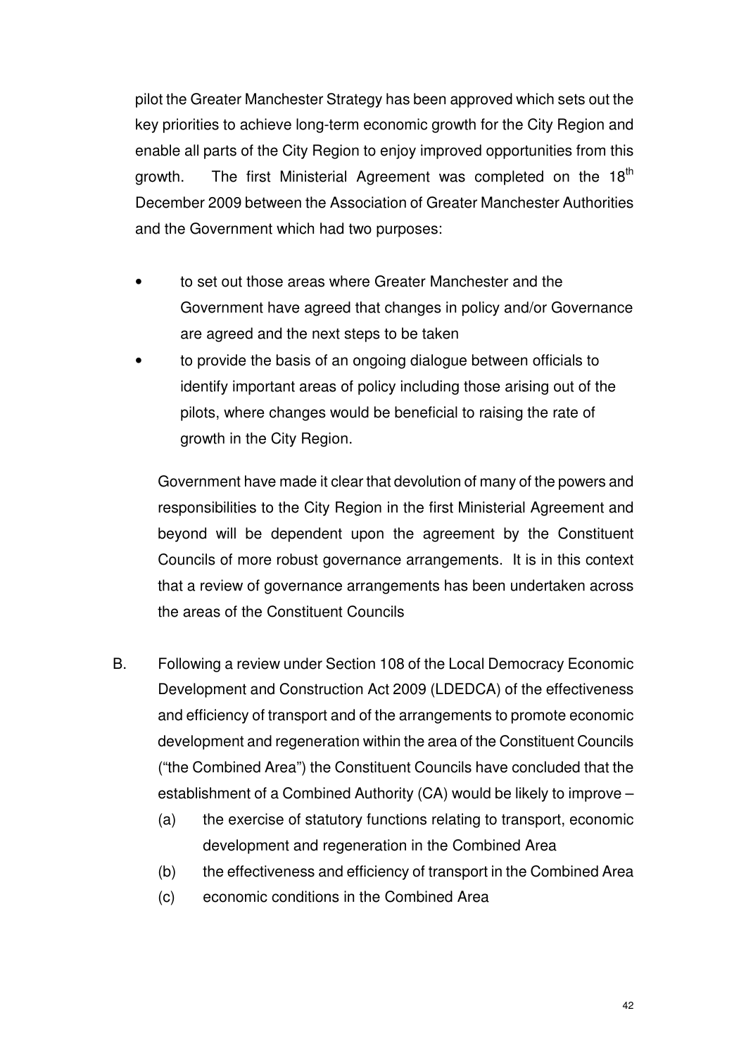pilot the Greater Manchester Strategy has been approved which sets out the key priorities to achieve long-term economic growth for the City Region and enable all parts of the City Region to enjoy improved opportunities from this growth. The first Ministerial Agreement was completed on the 18th December 2009 between the Association of Greater Manchester Authorities and the Government which had two purposes:

- to set out those areas where Greater Manchester and the Government have agreed that changes in policy and/or Governance are agreed and the next steps to be taken
- to provide the basis of an ongoing dialogue between officials to identify important areas of policy including those arising out of the pilots, where changes would be beneficial to raising the rate of growth in the City Region.

Government have made it clear that devolution of many of the powers and responsibilities to the City Region in the first Ministerial Agreement and beyond will be dependent upon the agreement by the Constituent Councils of more robust governance arrangements. It is in this context that a review of governance arrangements has been undertaken across the areas of the Constituent Councils

B. Following a review under Section 108 of the Local Democracy Economic Development and Construction Act 2009 (LDEDCA) of the effectiveness and efficiency of transport and of the arrangements to promote economic development and regeneration within the area of the Constituent Councils ("the Combined Area") the Constituent Councils have concluded that the establishment of a Combined Authority (CA) would be likely to improve –

   (a) the exercise of statutory functions relating to transport, economic development and regeneration in the Combined Area
   (b) the effectiveness and efficiency of transport in the Combined Area
   (c) economic conditions in the Combined Area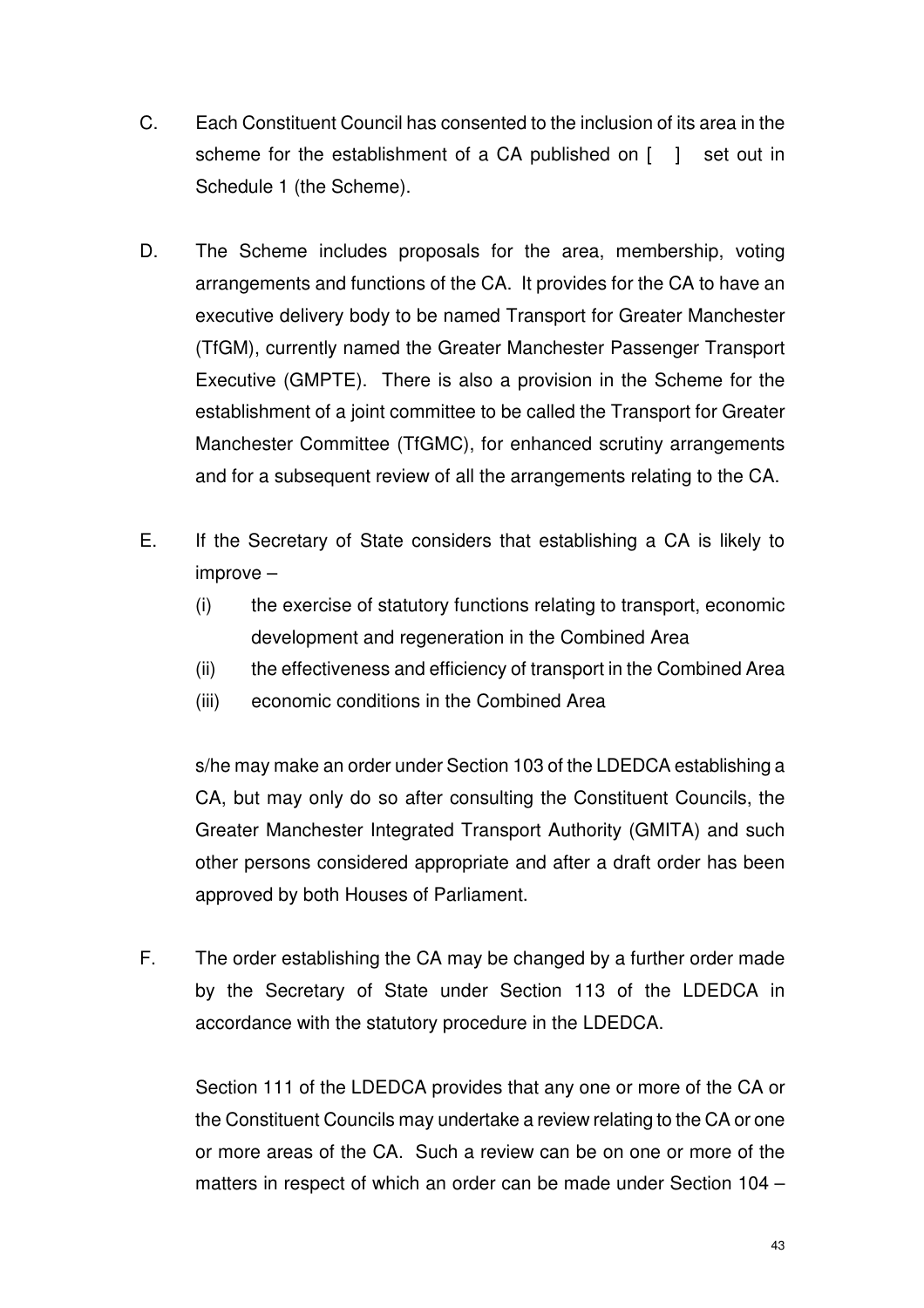C. Each Constituent Council has consented to the inclusion of its area in the scheme for the establishment of a CA published on [ ] set out in Schedule 1 (the Scheme).

D. The Scheme includes proposals for the area, membership, voting arrangements and functions of the CA. It provides for the CA to have an executive delivery body to be named Transport for Greater Manchester (TfGM), currently named the Greater Manchester Passenger Transport Executive (GMPTE). There is also a provision in the Scheme for the establishment of a joint committee to be called the Transport for Greater Manchester Committee (TfGMC), for enhanced scrutiny arrangements and for a subsequent review of all the arrangements relating to the CA.

E. If the Secretary of State considers that establishing a CA is likely to improve –

   (i) the exercise of statutory functions relating to transport, economic development and regeneration in the Combined Area
   
   (ii) the effectiveness and efficiency of transport in the Combined Area
   
   (iii) economic conditions in the Combined Area

   s/he may make an order under Section 103 of the LDEDCA establishing a CA, but may only do so after consulting the Constituent Councils, the Greater Manchester Integrated Transport Authority (GMITA) and such other persons considered appropriate and after a draft order has been approved by both Houses of Parliament.

F. The order establishing the CA may be changed by a further order made by the Secretary of State under Section 113 of the LDEDCA in accordance with the statutory procedure in the LDEDCA.

   Section 111 of the LDEDCA provides that any one or more of the CA or the Constituent Councils may undertake a review relating to the CA or one or more areas of the CA. Such a review can be on one or more of the matters in respect of which an order can be made under Section 104 –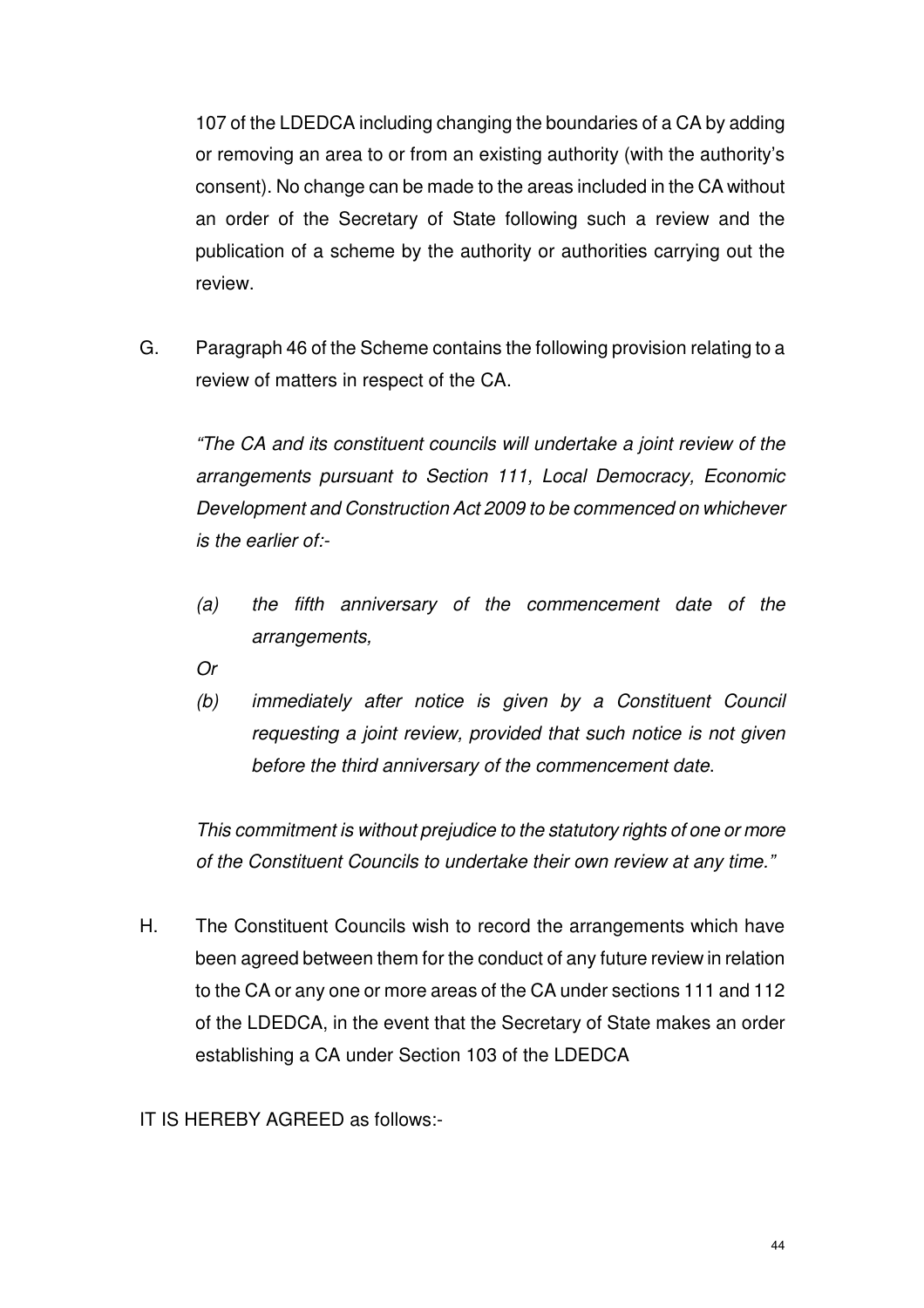107 of the LDEDCA including changing the boundaries of a CA by adding or removing an area to or from an existing authority (with the authority's consent). No change can be made to the areas included in the CA without an order of the Secretary of State following such a review and the publication of a scheme by the authority or authorities carrying out the review.

G. Paragraph 46 of the Scheme contains the following provision relating to a review of matters in respect of the CA.

*"The CA and its constituent councils will undertake a joint review of the arrangements pursuant to Section 111, Local Democracy, Economic Development and Construction Act 2009 to be commenced on whichever is the earlier of:-*

*(a) the fifth anniversary of the commencement date of the arrangements,*

*Or*

*(b) immediately after notice is given by a Constituent Council requesting a joint review, provided that such notice is not given before the third anniversary of the commencement date.*

*This commitment is without prejudice to the statutory rights of one or more of the Constituent Councils to undertake their own review at any time."*

H. The Constituent Councils wish to record the arrangements which have been agreed between them for the conduct of any future review in relation to the CA or any one or more areas of the CA under sections 111 and 112 of the LDEDCA, in the event that the Secretary of State makes an order establishing a CA under Section 103 of the LDEDCA

IT IS HEREBY AGREED as follows:-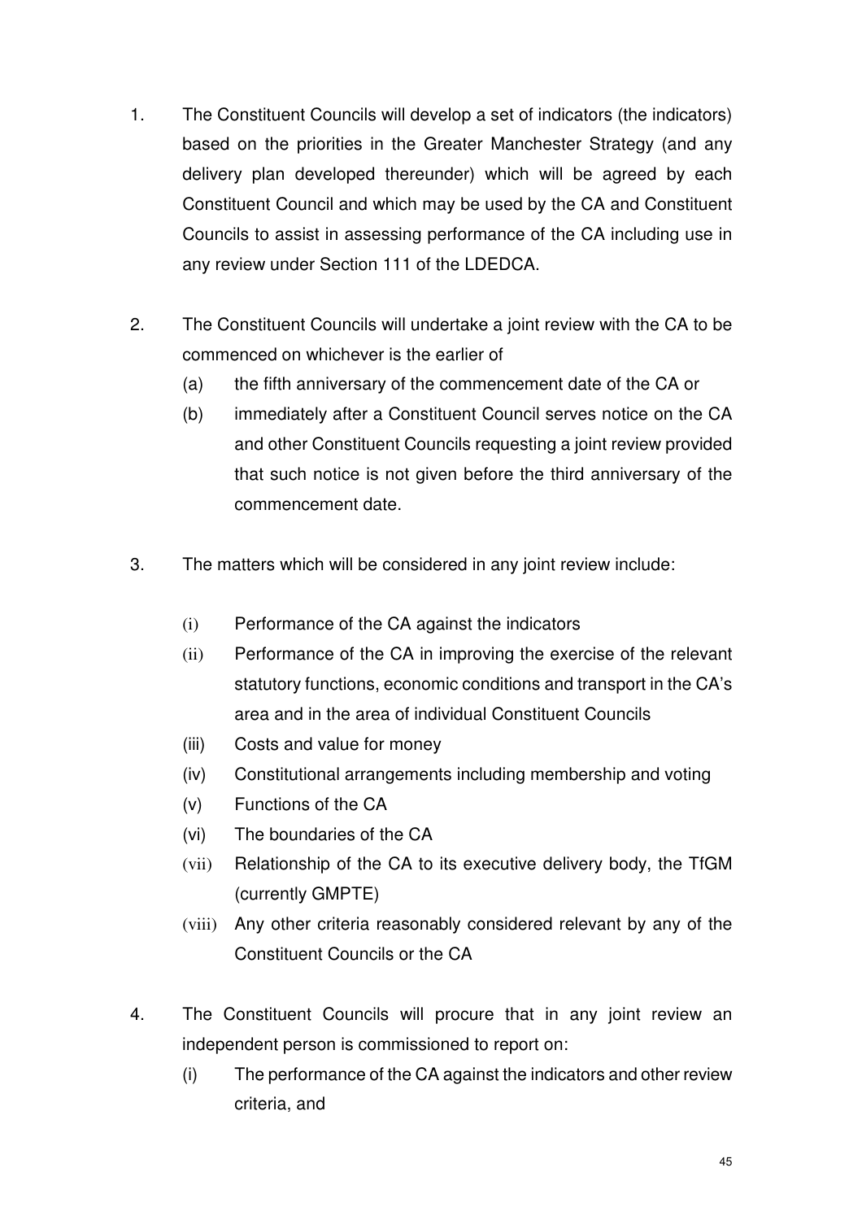1. The Constituent Councils will develop a set of indicators (the indicators) based on the priorities in the Greater Manchester Strategy (and any delivery plan developed thereunder) which will be agreed by each Constituent Council and which may be used by the CA and Constituent Councils to assist in assessing performance of the CA including use in any review under Section 111 of the LDEDCA.

2. The Constituent Councils will undertake a joint review with the CA to be commenced on whichever is the earlier of
   - (a) the fifth anniversary of the commencement date of the CA or
   - (b) immediately after a Constituent Council serves notice on the CA and other Constituent Councils requesting a joint review provided that such notice is not given before the third anniversary of the commencement date.

3. The matters which will be considered in any joint review include:
   - (i) Performance of the CA against the indicators
   - (ii) Performance of the CA in improving the exercise of the relevant statutory functions, economic conditions and transport in the CA's area and in the area of individual Constituent Councils
   - (iii) Costs and value for money
   - (iv) Constitutional arrangements including membership and voting
   - (v) Functions of the CA
   - (vi) The boundaries of the CA
   - (vii) Relationship of the CA to its executive delivery body, the TfGM (currently GMPTE)
   - (viii) Any other criteria reasonably considered relevant by any of the Constituent Councils or the CA

4. The Constituent Councils will procure that in any joint review an independent person is commissioned to report on:
   - (i) The performance of the CA against the indicators and other review criteria, and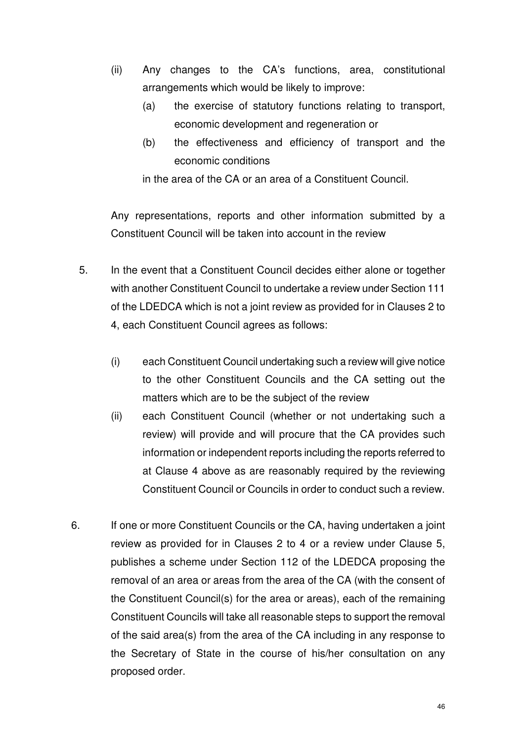(ii) Any changes to the CA's functions, area, constitutional arrangements which would be likely to improve:

   (a) the exercise of statutory functions relating to transport, economic development and regeneration or

   (b) the effectiveness and efficiency of transport and the economic conditions

   in the area of the CA or an area of a Constituent Council.

Any representations, reports and other information submitted by a Constituent Council will be taken into account in the review

5. In the event that a Constituent Council decides either alone or together with another Constituent Council to undertake a review under Section 111 of the LDEDCA which is not a joint review as provided for in Clauses 2 to 4, each Constituent Council agrees as follows:

   (i) each Constituent Council undertaking such a review will give notice to the other Constituent Councils and the CA setting out the matters which are to be the subject of the review

   (ii) each Constituent Council (whether or not undertaking such a review) will provide and will procure that the CA provides such information or independent reports including the reports referred to at Clause 4 above as are reasonably required by the reviewing Constituent Council or Councils in order to conduct such a review.

6. If one or more Constituent Councils or the CA, having undertaken a joint review as provided for in Clauses 2 to 4 or a review under Clause 5, publishes a scheme under Section 112 of the LDEDCA proposing the removal of an area or areas from the area of the CA (with the consent of the Constituent Council(s) for the area or areas), each of the remaining Constituent Councils will take all reasonable steps to support the removal of the said area(s) from the area of the CA including in any response to the Secretary of State in the course of his/her consultation on any proposed order.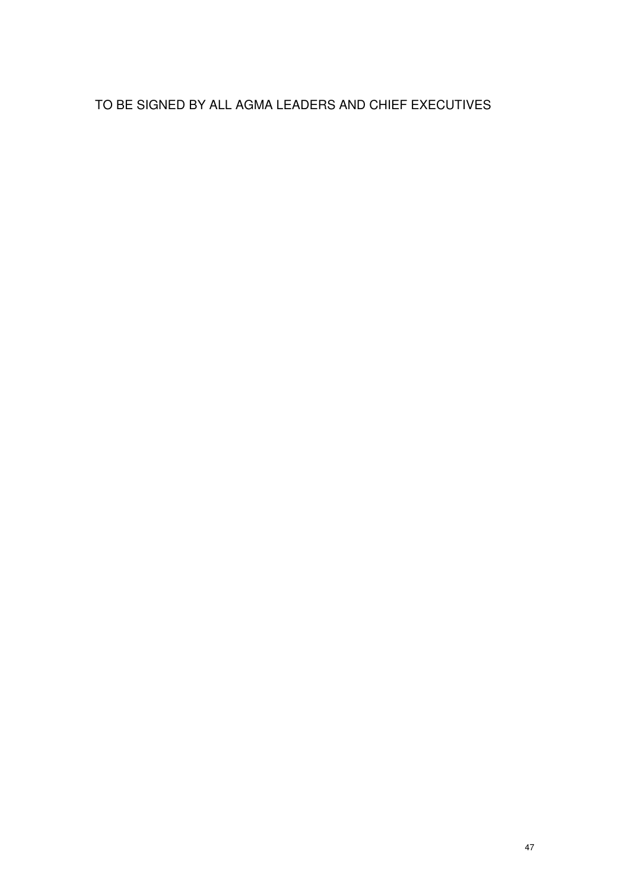TO BE SIGNED BY ALL AGMA LEADERS AND CHIEF EXECUTIVES